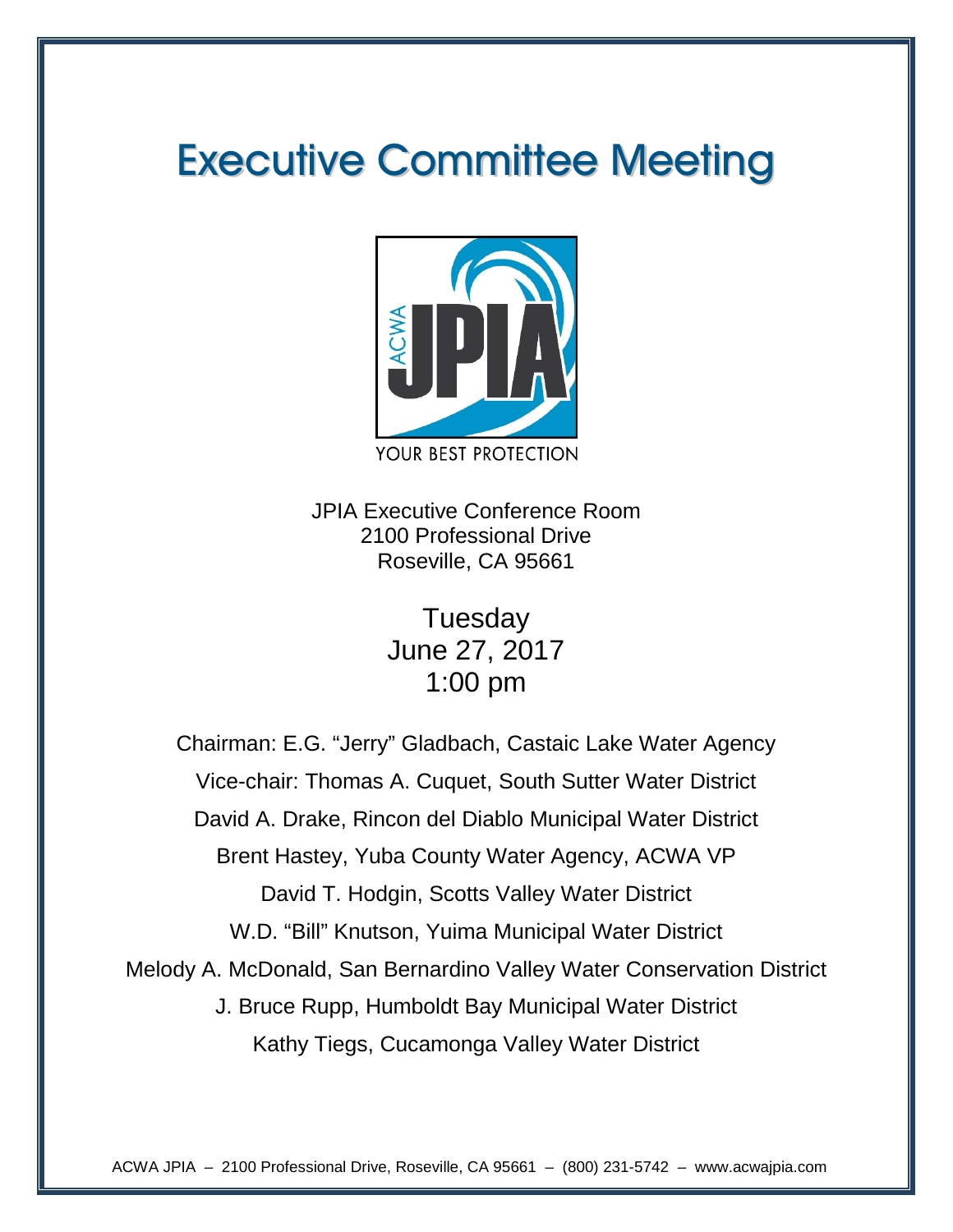# Executive Committee Meeting

YOUR BEST PROTECTION

JPIA Executive Conference Room
2100 Professional Drive
Roseville, CA 95661

Tuesday
June 27, 2017
1:00 pm

Chairman: E.G. "Jerry" Gladbach, Castaic Lake Water Agency

Vice-chair: Thomas A. Cuquet, South Sutter Water District

David A. Drake, Rincon del Diablo Municipal Water District

Brent Hastey, Yuba County Water Agency, ACWA VP

David T. Hodgin, Scotts Valley Water District

W.D. "Bill" Knutson, Yuima Municipal Water District

Melody A. McDonald, San Bernardino Valley Water Conservation District

J. Bruce Rupp, Humboldt Bay Municipal Water District

Kathy Tiegs, Cucamonga Valley Water District

ACWA JPIA – 2100 Professional Drive, Roseville, CA 95661 – (800) 231-5742 – www.acwajpia.com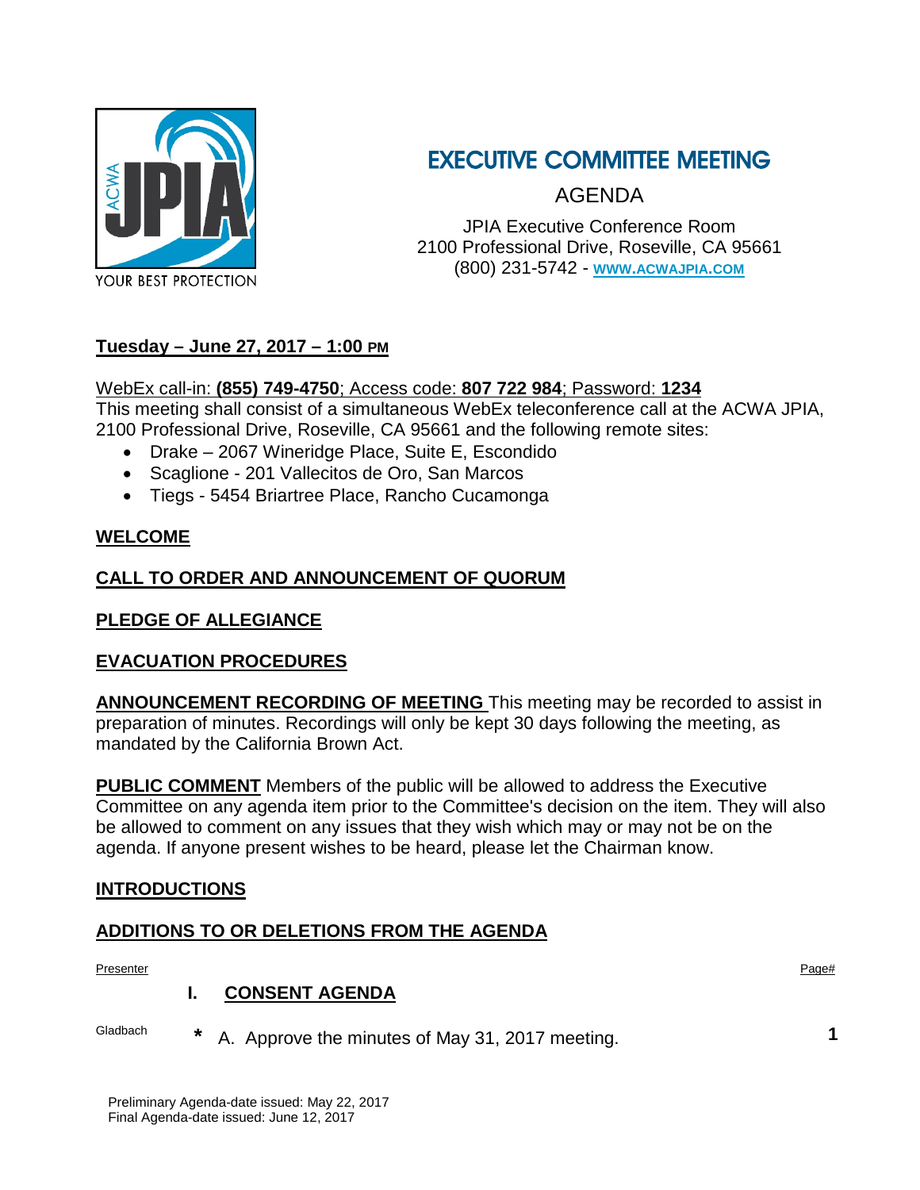ACWA JPIA

YOUR BEST PROTECTION

# EXECUTIVE COMMITTEE MEETING

AGENDA

JPIA Executive Conference Room
2100 Professional Drive, Roseville, CA 95661
(800) 231-5742 - **WWW.ACWAJPIA.COM**

**Tuesday – June 27, 2017 – 1:00 PM**

WebEx call-in: **(855) 749-4750**; Access code: **807 722 984**; Password: **1234**
This meeting shall consist of a simultaneous WebEx teleconference call at the ACWA JPIA, 2100 Professional Drive, Roseville, CA 95661 and the following remote sites:

- Drake – 2067 Wineridge Place, Suite E, Escondido
- Scaglione - 201 Vallecitos de Oro, San Marcos
- Tiegs - 5454 Briartree Place, Rancho Cucamonga

**WELCOME**

**CALL TO ORDER AND ANNOUNCEMENT OF QUORUM**

**PLEDGE OF ALLEGIANCE**

**EVACUATION PROCEDURES**

**ANNOUNCEMENT RECORDING OF MEETING** This meeting may be recorded to assist in preparation of minutes. Recordings will only be kept 30 days following the meeting, as mandated by the California Brown Act.

**PUBLIC COMMENT** Members of the public will be allowed to address the Executive Committee on any agenda item prior to the Committee's decision on the item. They will also be allowed to comment on any issues that they wish which may or may not be on the agenda. If anyone present wishes to be heard, please let the Chairman know.

**INTRODUCTIONS**

**ADDITIONS TO OR DELETIONS FROM THE AGENDA**

| Presenter | | Page# |
|---|---|---|
| | **I. CONSENT AGENDA** | |
| Gladbach | * A. Approve the minutes of May 31, 2017 meeting. | **1** |

Preliminary Agenda-date issued: May 22, 2017
Final Agenda-date issued: June 12, 2017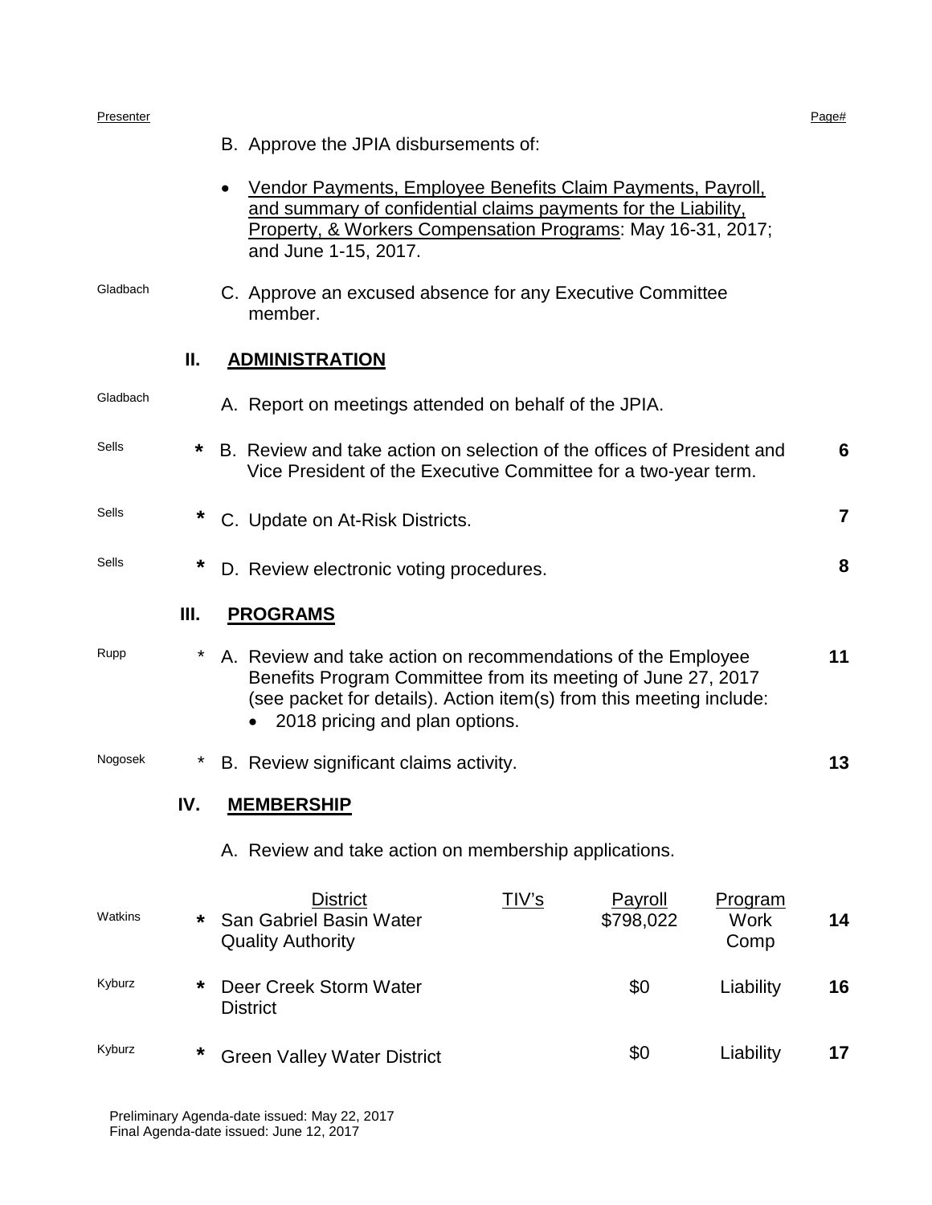| Presenter | | | Page# |
|---|---|---|---|
| | | B. Approve the JPIA disbursements of: | |
| | | • Vendor Payments, Employee Benefits Claim Payments, Payroll, and summary of confidential claims payments for the Liability, Property, & Workers Compensation Programs: May 16-31, 2017; and June 1-15, 2017. | |
| Gladbach | | C. Approve an excused absence for any Executive Committee member. | |
| | **II.** | **ADMINISTRATION** | |
| Gladbach | | A. Report on meetings attended on behalf of the JPIA. | |
| Sells | * | B. Review and take action on selection of the offices of President and Vice President of the Executive Committee for a two-year term. | **6** |
| Sells | * | C. Update on At-Risk Districts. | **7** |
| Sells | * | D. Review electronic voting procedures. | **8** |
| | **III.** | **PROGRAMS** | |
| Rupp | * | A. Review and take action on recommendations of the Employee Benefits Program Committee from its meeting of June 27, 2017 (see packet for details). Action item(s) from this meeting include: • 2018 pricing and plan options. | **11** |
| Nogosek | * | B. Review significant claims activity. | **13** |
| | **IV.** | **MEMBERSHIP** | |
| | | A. Review and take action on membership applications. | |

| Presenter | | District | TIV's | Payroll | Program | Page# |
|---|---|---|---|---|---|---|
| Watkins | * | San Gabriel Basin Water Quality Authority | | $798,022 | Work Comp | **14** |
| Kyburz | * | Deer Creek Storm Water District | | $0 | Liability | **16** |
| Kyburz | * | Green Valley Water District | | $0 | Liability | **17** |

Preliminary Agenda-date issued: May 22, 2017
Final Agenda-date issued: June 12, 2017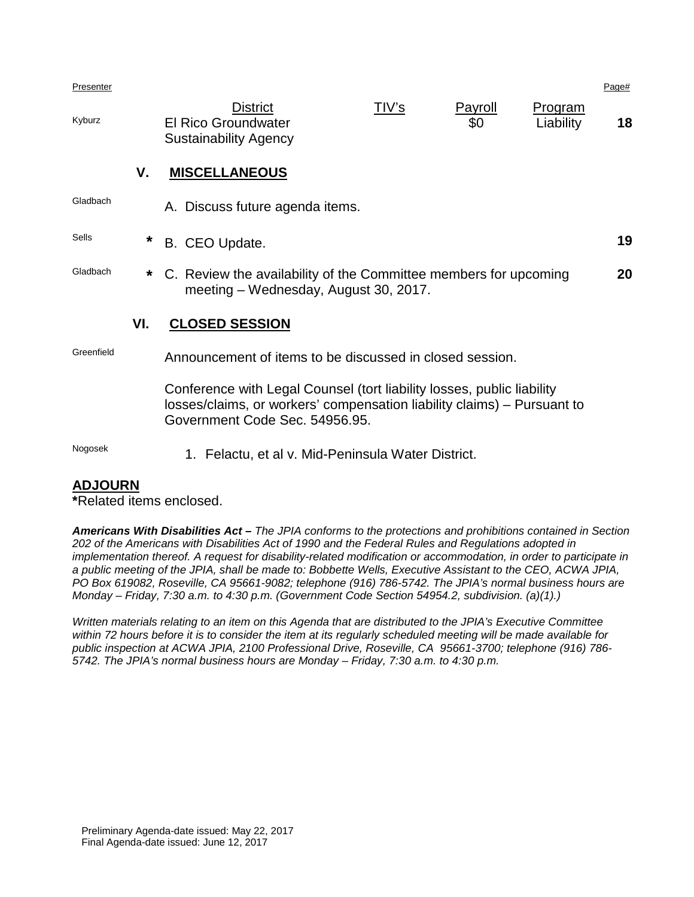| Presenter | | | | | | Page# |
|---|---|---|---|---|---|---|
| Kyburz | | District<br>El Rico Groundwater Sustainability Agency | TIV's | Payroll<br>$0 | Program<br>Liability | **18** |

## V. MISCELLANEOUS

| Presenter | | Item | Page# |
|---|---|---|---|
| Gladbach | | A. Discuss future agenda items. | |
| Sells | * | B. CEO Update. | **19** |
| Gladbach | * | C. Review the availability of the Committee members for upcoming meeting – Wednesday, August 30, 2017. | **20** |

## VI. CLOSED SESSION

Greenfield — Announcement of items to be discussed in closed session.

Conference with Legal Counsel (tort liability losses, public liability losses/claims, or workers' compensation liability claims) – Pursuant to Government Code Sec. 54956.95.

Nogosek — 1. Felactu, et al v. Mid-Peninsula Water District.

## ADJOURN

*Related items enclosed.

***Americans With Disabilities Act –*** *The JPIA conforms to the protections and prohibitions contained in Section 202 of the Americans with Disabilities Act of 1990 and the Federal Rules and Regulations adopted in implementation thereof. A request for disability-related modification or accommodation, in order to participate in a public meeting of the JPIA, shall be made to: Bobbette Wells, Executive Assistant to the CEO, ACWA JPIA, PO Box 619082, Roseville, CA 95661-9082; telephone (916) 786-5742. The JPIA's normal business hours are Monday – Friday, 7:30 a.m. to 4:30 p.m. (Government Code Section 54954.2, subdivision. (a)(1).)*

*Written materials relating to an item on this Agenda that are distributed to the JPIA's Executive Committee within 72 hours before it is to consider the item at its regularly scheduled meeting will be made available for public inspection at ACWA JPIA, 2100 Professional Drive, Roseville, CA 95661-3700; telephone (916) 786-5742. The JPIA's normal business hours are Monday – Friday, 7:30 a.m. to 4:30 p.m.*

Preliminary Agenda-date issued: May 22, 2017
Final Agenda-date issued: June 12, 2017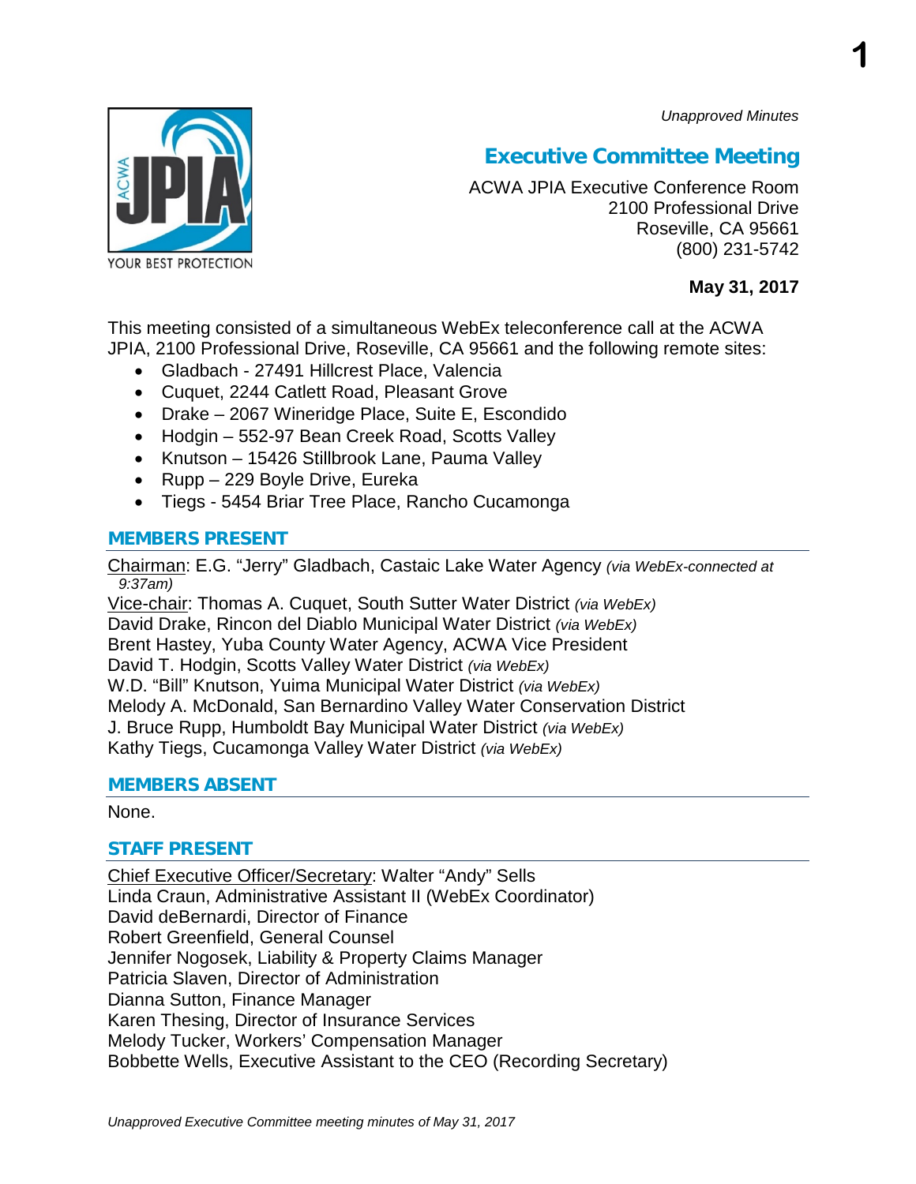*Unapproved Minutes*

# Executive Committee Meeting

ACWA JPIA Executive Conference Room
2100 Professional Drive
Roseville, CA 95661
(800) 231-5742

**May 31, 2017**

This meeting consisted of a simultaneous WebEx teleconference call at the ACWA JPIA, 2100 Professional Drive, Roseville, CA 95661 and the following remote sites:

- Gladbach - 27491 Hillcrest Place, Valencia
- Cuquet, 2244 Catlett Road, Pleasant Grove
- Drake – 2067 Wineridge Place, Suite E, Escondido
- Hodgin – 552-97 Bean Creek Road, Scotts Valley
- Knutson – 15426 Stillbrook Lane, Pauma Valley
- Rupp – 229 Boyle Drive, Eureka
- Tiegs - 5454 Briar Tree Place, Rancho Cucamonga

## MEMBERS PRESENT

Chairman: E.G. "Jerry" Gladbach, Castaic Lake Water Agency *(via WebEx-connected at 9:37am)*
Vice-chair: Thomas A. Cuquet, South Sutter Water District *(via WebEx)*
David Drake, Rincon del Diablo Municipal Water District *(via WebEx)*
Brent Hastey, Yuba County Water Agency, ACWA Vice President
David T. Hodgin, Scotts Valley Water District *(via WebEx)*
W.D. "Bill" Knutson, Yuima Municipal Water District *(via WebEx)*
Melody A. McDonald, San Bernardino Valley Water Conservation District
J. Bruce Rupp, Humboldt Bay Municipal Water District *(via WebEx)*
Kathy Tiegs, Cucamonga Valley Water District *(via WebEx)*

## MEMBERS ABSENT

None.

## STAFF PRESENT

Chief Executive Officer/Secretary: Walter "Andy" Sells
Linda Craun, Administrative Assistant II (WebEx Coordinator)
David deBernardi, Director of Finance
Robert Greenfield, General Counsel
Jennifer Nogosek, Liability & Property Claims Manager
Patricia Slaven, Director of Administration
Dianna Sutton, Finance Manager
Karen Thesing, Director of Insurance Services
Melody Tucker, Workers' Compensation Manager
Bobbette Wells, Executive Assistant to the CEO (Recording Secretary)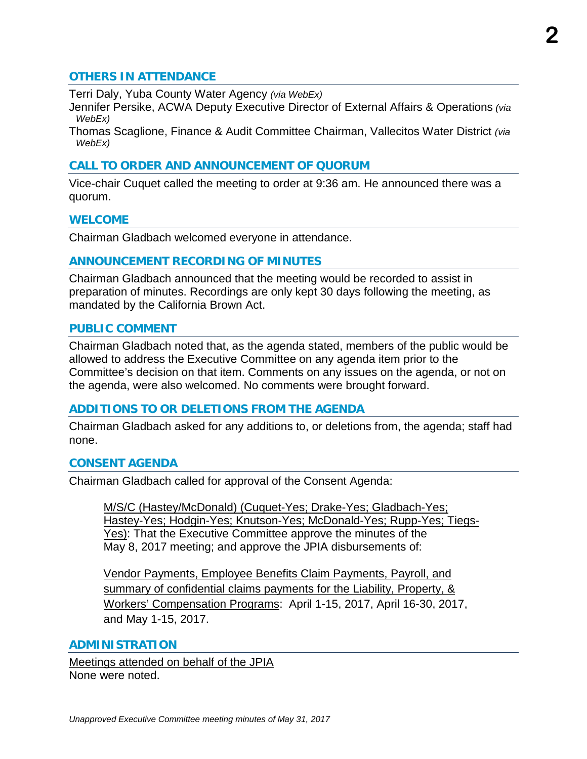## OTHERS IN ATTENDANCE

Terri Daly, Yuba County Water Agency *(via WebEx)*
Jennifer Persike, ACWA Deputy Executive Director of External Affairs & Operations *(via WebEx)*
Thomas Scaglione, Finance & Audit Committee Chairman, Vallecitos Water District *(via WebEx)*

## CALL TO ORDER AND ANNOUNCEMENT OF QUORUM

Vice-chair Cuquet called the meeting to order at 9:36 am. He announced there was a quorum.

## WELCOME

Chairman Gladbach welcomed everyone in attendance.

## ANNOUNCEMENT RECORDING OF MINUTES

Chairman Gladbach announced that the meeting would be recorded to assist in preparation of minutes. Recordings are only kept 30 days following the meeting, as mandated by the California Brown Act.

## PUBLIC COMMENT

Chairman Gladbach noted that, as the agenda stated, members of the public would be allowed to address the Executive Committee on any agenda item prior to the Committee's decision on that item. Comments on any issues on the agenda, or not on the agenda, were also welcomed. No comments were brought forward.

## ADDITIONS TO OR DELETIONS FROM THE AGENDA

Chairman Gladbach asked for any additions to, or deletions from, the agenda; staff had none.

## CONSENT AGENDA

Chairman Gladbach called for approval of the Consent Agenda:

> M/S/C (Hastey/McDonald) (Cuquet-Yes; Drake-Yes; Gladbach-Yes; Hastey-Yes; Hodgin-Yes; Knutson-Yes; McDonald-Yes; Rupp-Yes; Tiegs-Yes): That the Executive Committee approve the minutes of the May 8, 2017 meeting; and approve the JPIA disbursements of:
>
> Vendor Payments, Employee Benefits Claim Payments, Payroll, and summary of confidential claims payments for the Liability, Property, & Workers' Compensation Programs: April 1-15, 2017, April 16-30, 2017, and May 1-15, 2017.

## ADMINISTRATION

Meetings attended on behalf of the JPIA
None were noted.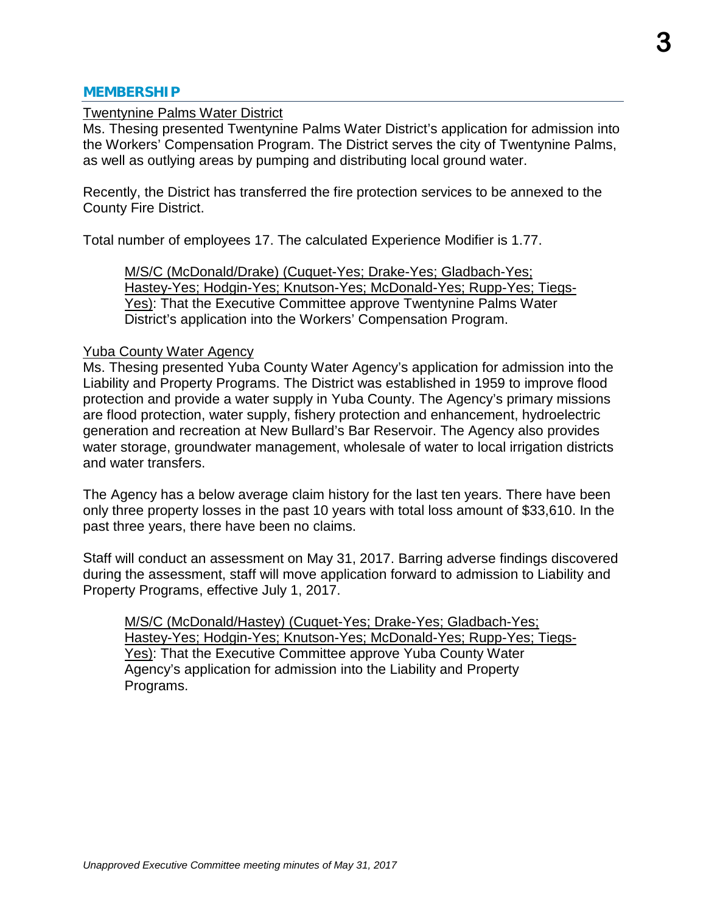## MEMBERSHIP

Twentynine Palms Water District

Ms. Thesing presented Twentynine Palms Water District's application for admission into the Workers' Compensation Program. The District serves the city of Twentynine Palms, as well as outlying areas by pumping and distributing local ground water.

Recently, the District has transferred the fire protection services to be annexed to the County Fire District.

Total number of employees 17. The calculated Experience Modifier is 1.77.

> M/S/C (McDonald/Drake) (Cuquet-Yes; Drake-Yes; Gladbach-Yes; Hastey-Yes; Hodgin-Yes; Knutson-Yes; McDonald-Yes; Rupp-Yes; Tiegs-Yes): That the Executive Committee approve Twentynine Palms Water District's application into the Workers' Compensation Program.

Yuba County Water Agency

Ms. Thesing presented Yuba County Water Agency's application for admission into the Liability and Property Programs. The District was established in 1959 to improve flood protection and provide a water supply in Yuba County. The Agency's primary missions are flood protection, water supply, fishery protection and enhancement, hydroelectric generation and recreation at New Bullard's Bar Reservoir. The Agency also provides water storage, groundwater management, wholesale of water to local irrigation districts and water transfers.

The Agency has a below average claim history for the last ten years. There have been only three property losses in the past 10 years with total loss amount of $33,610. In the past three years, there have been no claims.

Staff will conduct an assessment on May 31, 2017. Barring adverse findings discovered during the assessment, staff will move application forward to admission to Liability and Property Programs, effective July 1, 2017.

> M/S/C (McDonald/Hastey) (Cuquet-Yes; Drake-Yes; Gladbach-Yes; Hastey-Yes; Hodgin-Yes; Knutson-Yes; McDonald-Yes; Rupp-Yes; Tiegs-Yes): That the Executive Committee approve Yuba County Water Agency's application for admission into the Liability and Property Programs.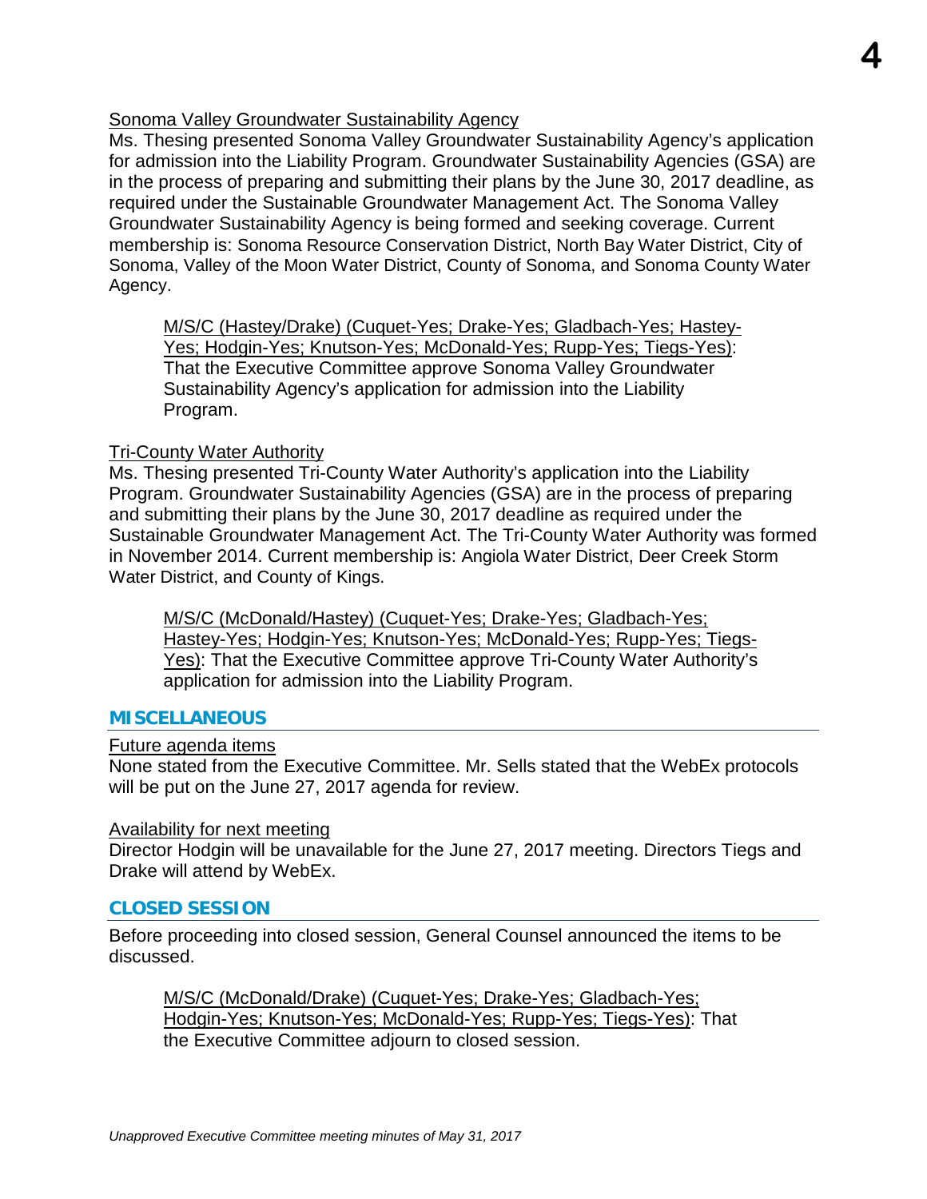Sonoma Valley Groundwater Sustainability Agency

Ms. Thesing presented Sonoma Valley Groundwater Sustainability Agency's application for admission into the Liability Program. Groundwater Sustainability Agencies (GSA) are in the process of preparing and submitting their plans by the June 30, 2017 deadline, as required under the Sustainable Groundwater Management Act. The Sonoma Valley Groundwater Sustainability Agency is being formed and seeking coverage. Current membership is: Sonoma Resource Conservation District, North Bay Water District, City of Sonoma, Valley of the Moon Water District, County of Sonoma, and Sonoma County Water Agency.

> M/S/C (Hastey/Drake) (Cuquet-Yes; Drake-Yes; Gladbach-Yes; Hastey-Yes; Hodgin-Yes; Knutson-Yes; McDonald-Yes; Rupp-Yes; Tiegs-Yes): That the Executive Committee approve Sonoma Valley Groundwater Sustainability Agency's application for admission into the Liability Program.

Tri-County Water Authority

Ms. Thesing presented Tri-County Water Authority's application into the Liability Program. Groundwater Sustainability Agencies (GSA) are in the process of preparing and submitting their plans by the June 30, 2017 deadline as required under the Sustainable Groundwater Management Act. The Tri-County Water Authority was formed in November 2014. Current membership is: Angiola Water District, Deer Creek Storm Water District, and County of Kings.

> M/S/C (McDonald/Hastey) (Cuquet-Yes; Drake-Yes; Gladbach-Yes; Hastey-Yes; Hodgin-Yes; Knutson-Yes; McDonald-Yes; Rupp-Yes; Tiegs-Yes): That the Executive Committee approve Tri-County Water Authority's application for admission into the Liability Program.

## MISCELLANEOUS

Future agenda items

None stated from the Executive Committee. Mr. Sells stated that the WebEx protocols will be put on the June 27, 2017 agenda for review.

Availability for next meeting

Director Hodgin will be unavailable for the June 27, 2017 meeting. Directors Tiegs and Drake will attend by WebEx.

## CLOSED SESSION

Before proceeding into closed session, General Counsel announced the items to be discussed.

> M/S/C (McDonald/Drake) (Cuquet-Yes; Drake-Yes; Gladbach-Yes; Hodgin-Yes; Knutson-Yes; McDonald-Yes; Rupp-Yes; Tiegs-Yes): That the Executive Committee adjourn to closed session.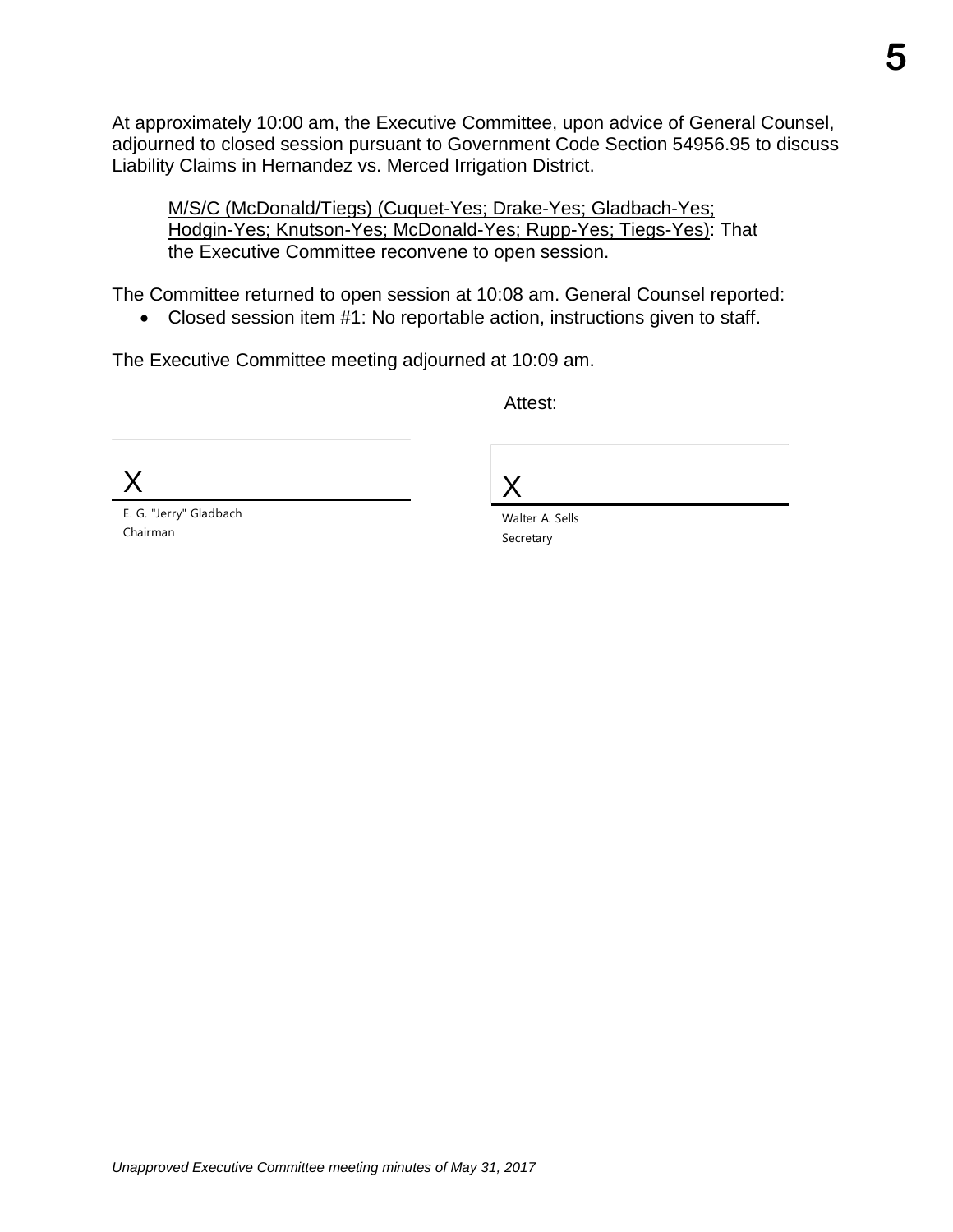At approximately 10:00 am, the Executive Committee, upon advice of General Counsel, adjourned to closed session pursuant to Government Code Section 54956.95 to discuss Liability Claims in Hernandez vs. Merced Irrigation District.

> M/S/C (McDonald/Tiegs) (Cuquet-Yes; Drake-Yes; Gladbach-Yes; Hodgin-Yes; Knutson-Yes; McDonald-Yes; Rupp-Yes; Tiegs-Yes): That the Executive Committee reconvene to open session.

The Committee returned to open session at 10:08 am. General Counsel reported:

- Closed session item #1: No reportable action, instructions given to staff.

The Executive Committee meeting adjourned at 10:09 am.

Attest:

X

E. G. "Jerry" Gladbach
Chairman

X

Walter A. Sells
Secretary

*Unapproved Executive Committee meeting minutes of May 31, 2017*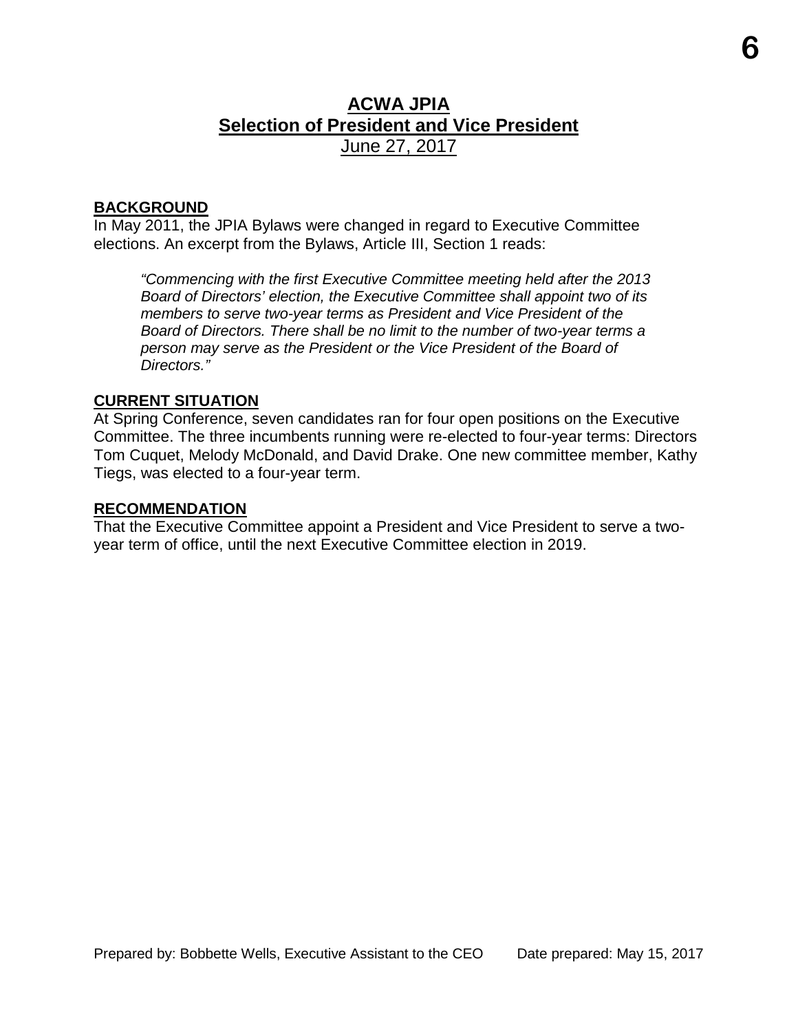# ACWA JPIA
## Selection of President and Vice President
June 27, 2017

### BACKGROUND

In May 2011, the JPIA Bylaws were changed in regard to Executive Committee elections. An excerpt from the Bylaws, Article III, Section 1 reads:

> *"Commencing with the first Executive Committee meeting held after the 2013 Board of Directors' election, the Executive Committee shall appoint two of its members to serve two-year terms as President and Vice President of the Board of Directors. There shall be no limit to the number of two-year terms a person may serve as the President or the Vice President of the Board of Directors."*

### CURRENT SITUATION

At Spring Conference, seven candidates ran for four open positions on the Executive Committee. The three incumbents running were re-elected to four-year terms: Directors Tom Cuquet, Melody McDonald, and David Drake. One new committee member, Kathy Tiegs, was elected to a four-year term.

### RECOMMENDATION

That the Executive Committee appoint a President and Vice President to serve a two-year term of office, until the next Executive Committee election in 2019.

Prepared by: Bobbette Wells, Executive Assistant to the CEO        Date prepared: May 15, 2017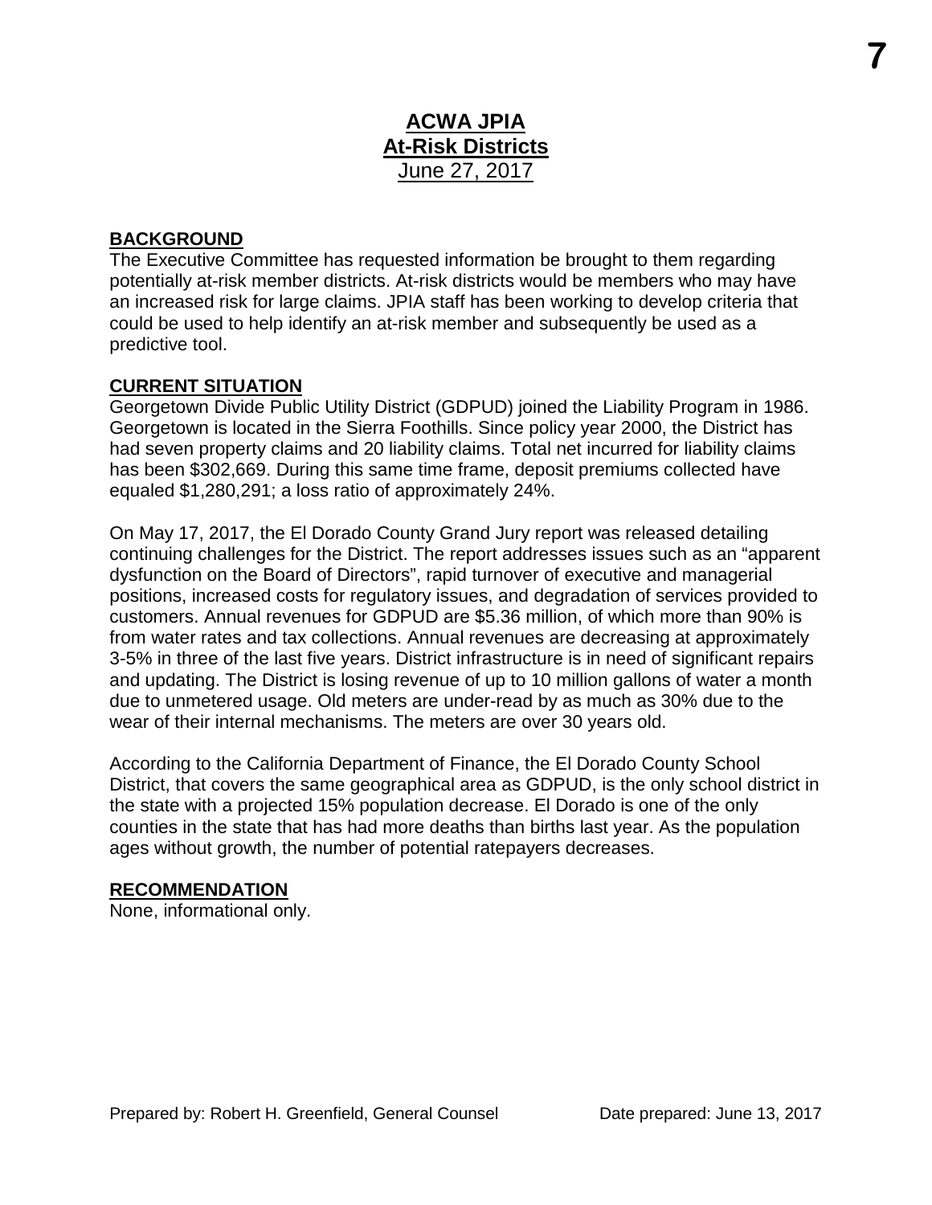# ACWA JPIA
## At-Risk Districts
June 27, 2017

**BACKGROUND**

The Executive Committee has requested information be brought to them regarding potentially at-risk member districts. At-risk districts would be members who may have an increased risk for large claims. JPIA staff has been working to develop criteria that could be used to help identify an at-risk member and subsequently be used as a predictive tool.

**CURRENT SITUATION**

Georgetown Divide Public Utility District (GDPUD) joined the Liability Program in 1986. Georgetown is located in the Sierra Foothills. Since policy year 2000, the District has had seven property claims and 20 liability claims. Total net incurred for liability claims has been $302,669. During this same time frame, deposit premiums collected have equaled $1,280,291; a loss ratio of approximately 24%.

On May 17, 2017, the El Dorado County Grand Jury report was released detailing continuing challenges for the District. The report addresses issues such as an "apparent dysfunction on the Board of Directors", rapid turnover of executive and managerial positions, increased costs for regulatory issues, and degradation of services provided to customers. Annual revenues for GDPUD are $5.36 million, of which more than 90% is from water rates and tax collections. Annual revenues are decreasing at approximately 3-5% in three of the last five years. District infrastructure is in need of significant repairs and updating. The District is losing revenue of up to 10 million gallons of water a month due to unmetered usage. Old meters are under-read by as much as 30% due to the wear of their internal mechanisms. The meters are over 30 years old.

According to the California Department of Finance, the El Dorado County School District, that covers the same geographical area as GDPUD, is the only school district in the state with a projected 15% population decrease. El Dorado is one of the only counties in the state that has had more deaths than births last year. As the population ages without growth, the number of potential ratepayers decreases.

**RECOMMENDATION**

None, informational only.

Prepared by: Robert H. Greenfield, General Counsel  Date prepared: June 13, 2017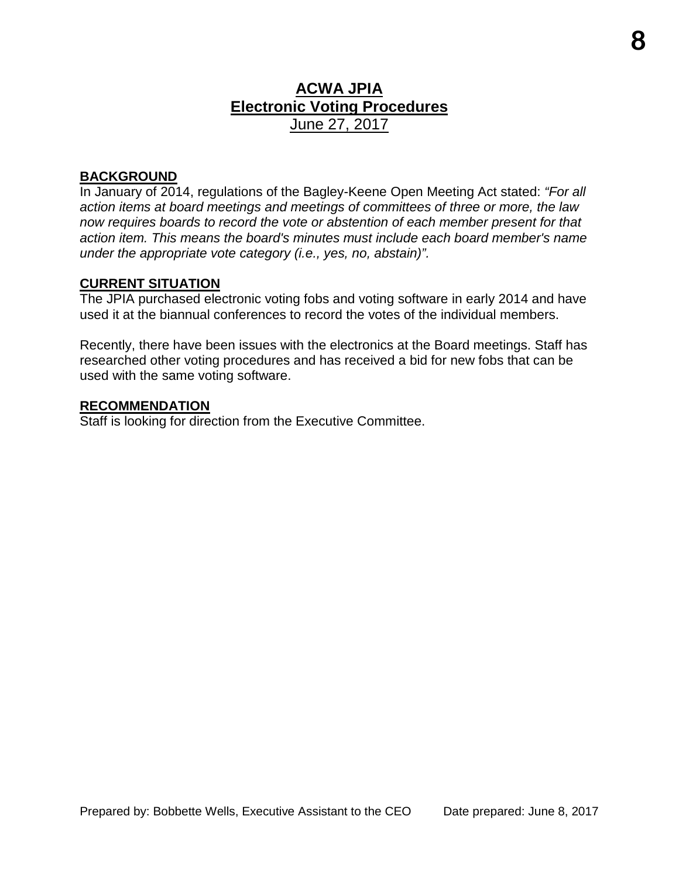# ACWA JPIA
## Electronic Voting Procedures
June 27, 2017

**BACKGROUND**

In January of 2014, regulations of the Bagley-Keene Open Meeting Act stated: *"For all action items at board meetings and meetings of committees of three or more, the law now requires boards to record the vote or abstention of each member present for that action item. This means the board's minutes must include each board member's name under the appropriate vote category (i.e., yes, no, abstain)"*.

**CURRENT SITUATION**

The JPIA purchased electronic voting fobs and voting software in early 2014 and have used it at the biannual conferences to record the votes of the individual members.

Recently, there have been issues with the electronics at the Board meetings. Staff has researched other voting procedures and has received a bid for new fobs that can be used with the same voting software.

**RECOMMENDATION**

Staff is looking for direction from the Executive Committee.

Prepared by: Bobbette Wells, Executive Assistant to the CEO    Date prepared: June 8, 2017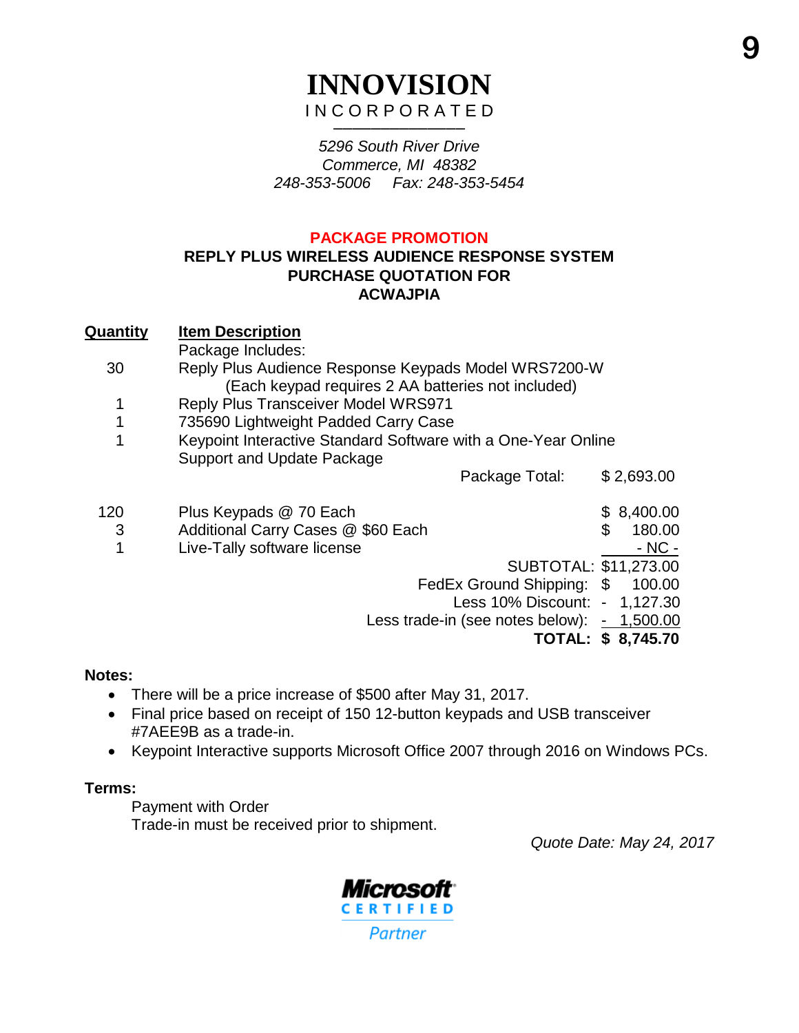# INNOVISION
INCORPORATED

*5296 South River Drive*
*Commerce, MI 48382*
*248-353-5006 Fax: 248-353-5454*

**PACKAGE PROMOTION**

**REPLY PLUS WIRELESS AUDIENCE RESPONSE SYSTEM**
**PURCHASE QUOTATION FOR**
**ACWAJPIA**

| Quantity | Item Description | |
|---|---|---|
| | Package Includes: | |
| 30 | Reply Plus Audience Response Keypads Model WRS7200-W (Each keypad requires 2 AA batteries not included) | |
| 1 | Reply Plus Transceiver Model WRS971 | |
| 1 | 735690 Lightweight Padded Carry Case | |
| 1 | Keypoint Interactive Standard Software with a One-Year Online Support and Update Package | |
| | Package Total: | $ 2,693.00 |
| 120 | Plus Keypads @ 70 Each | $ 8,400.00 |
| 3 | Additional Carry Cases @ $60 Each | $ 180.00 |
| 1 | Live-Tally software license | - NC - |
| | SUBTOTAL: | $11,273.00 |
| | FedEx Ground Shipping: | $ 100.00 |
| | Less 10% Discount: | - 1,127.30 |
| | Less trade-in (see notes below): | - 1,500.00 |
| | **TOTAL:** | **$ 8,745.70** |

**Notes:**

- There will be a price increase of $500 after May 31, 2017.
- Final price based on receipt of 150 12-button keypads and USB transceiver #7AEE9B as a trade-in.
- Keypoint Interactive supports Microsoft Office 2007 through 2016 on Windows PCs.

**Terms:**

Payment with Order
Trade-in must be received prior to shipment.

*Quote Date: May 24, 2017*

Microsoft CERTIFIED Partner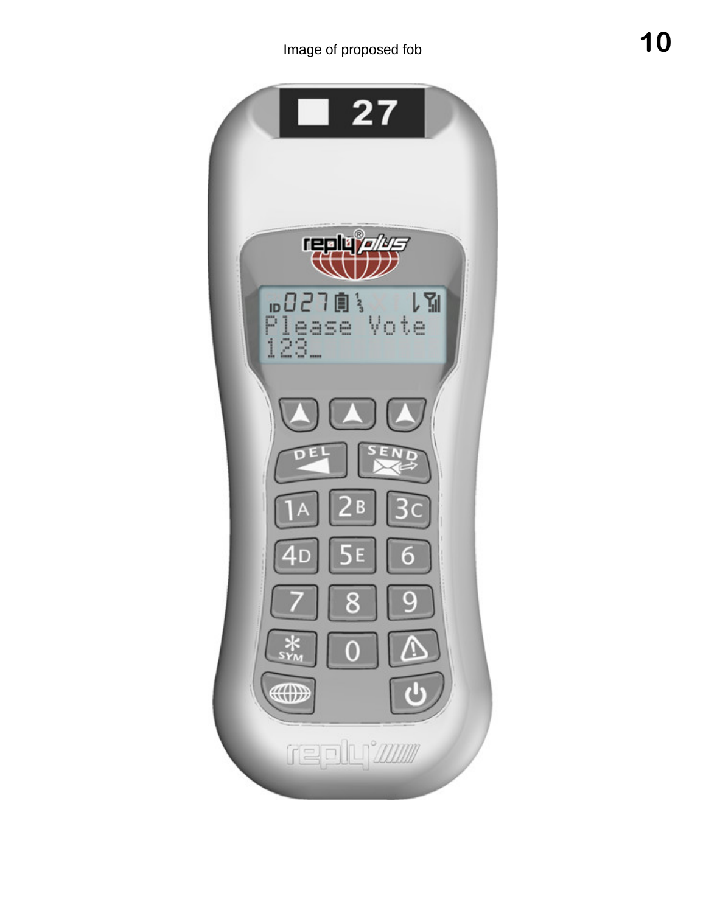Image of proposed fob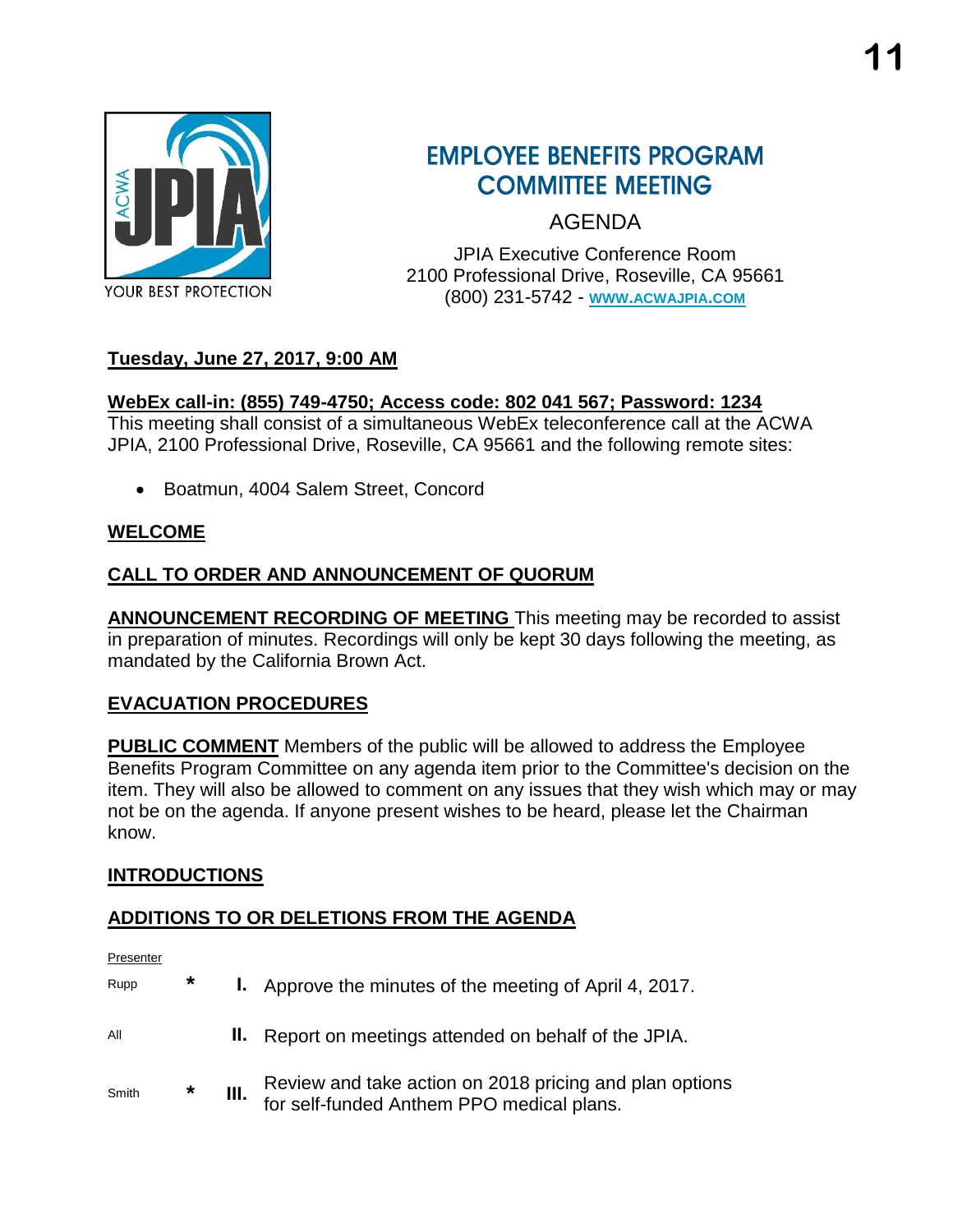# EMPLOYEE BENEFITS PROGRAM COMMITTEE MEETING

## AGENDA

JPIA Executive Conference Room
2100 Professional Drive, Roseville, CA 95661
(800) 231-5742 - WWW.ACWAJPIA.COM

**Tuesday, June 27, 2017, 9:00 AM**

**WebEx call-in: (855) 749-4750; Access code: 802 041 567; Password: 1234**
This meeting shall consist of a simultaneous WebEx teleconference call at the ACWA JPIA, 2100 Professional Drive, Roseville, CA 95661 and the following remote sites:

- Boatmun, 4004 Salem Street, Concord

**WELCOME**

**CALL TO ORDER AND ANNOUNCEMENT OF QUORUM**

**ANNOUNCEMENT RECORDING OF MEETING** This meeting may be recorded to assist in preparation of minutes. Recordings will only be kept 30 days following the meeting, as mandated by the California Brown Act.

**EVACUATION PROCEDURES**

**PUBLIC COMMENT** Members of the public will be allowed to address the Employee Benefits Program Committee on any agenda item prior to the Committee's decision on the item. They will also be allowed to comment on any issues that they wish which may or may not be on the agenda. If anyone present wishes to be heard, please let the Chairman know.

**INTRODUCTIONS**

**ADDITIONS TO OR DELETIONS FROM THE AGENDA**

| Presenter | | | |
|---|---|---|---|
| Rupp | * | **I.** | Approve the minutes of the meeting of April 4, 2017. |
| All | | **II.** | Report on meetings attended on behalf of the JPIA. |
| Smith | * | **III.** | Review and take action on 2018 pricing and plan options for self-funded Anthem PPO medical plans. |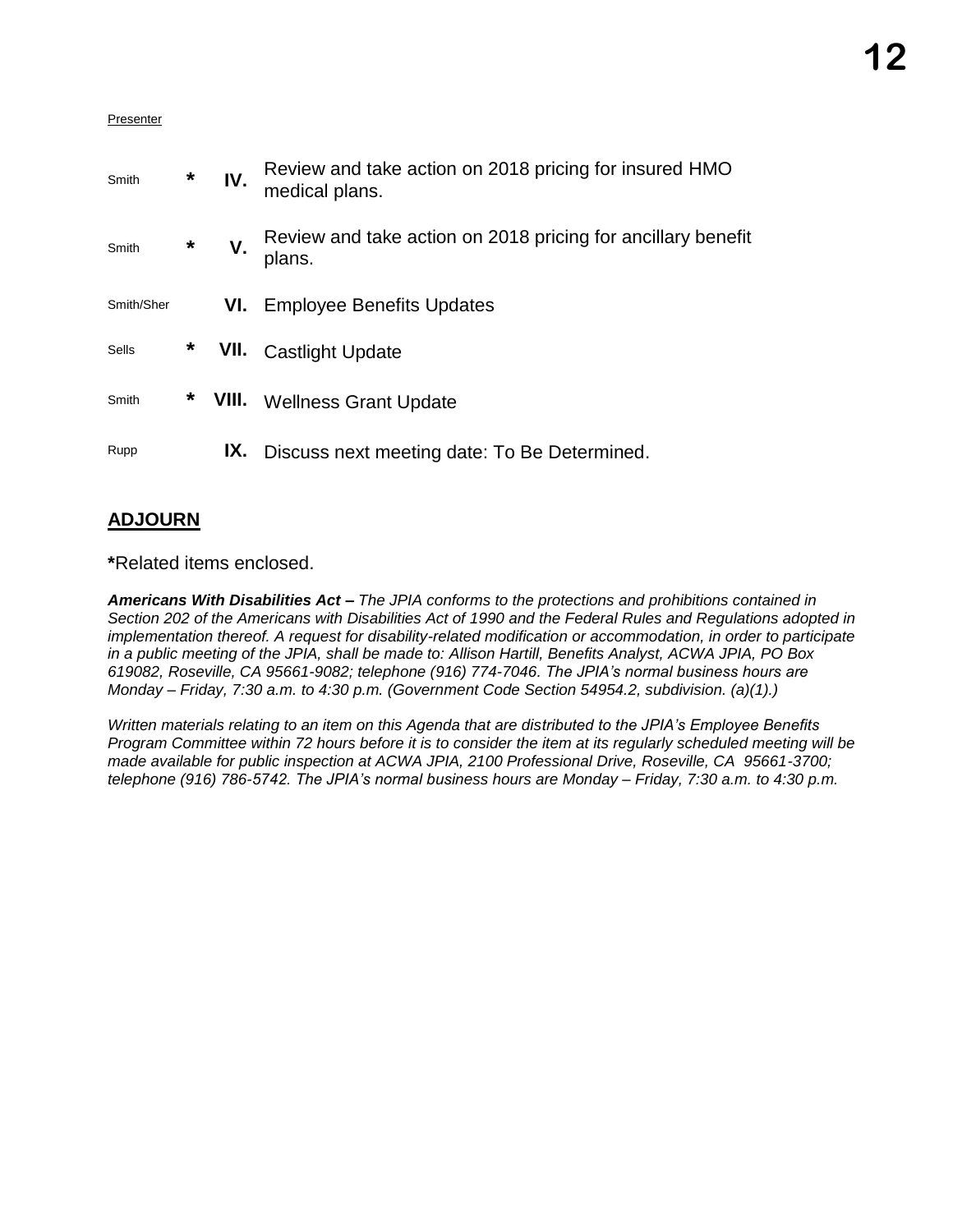Presenter

| Presenter | | | |
|---|---|---|---|
| Smith | * | IV. | Review and take action on 2018 pricing for insured HMO medical plans. |
| Smith | * | V. | Review and take action on 2018 pricing for ancillary benefit plans. |
| Smith/Sher | | VI. | Employee Benefits Updates |
| Sells | * | VII. | Castlight Update |
| Smith | * | VIII. | Wellness Grant Update |
| Rupp | | IX. | Discuss next meeting date: To Be Determined. |

## ADJOURN

**\***Related items enclosed.

***Americans With Disabilities Act –*** *The JPIA conforms to the protections and prohibitions contained in Section 202 of the Americans with Disabilities Act of 1990 and the Federal Rules and Regulations adopted in implementation thereof. A request for disability-related modification or accommodation, in order to participate in a public meeting of the JPIA, shall be made to: Allison Hartill, Benefits Analyst, ACWA JPIA, PO Box 619082, Roseville, CA 95661-9082; telephone (916) 774-7046. The JPIA's normal business hours are Monday – Friday, 7:30 a.m. to 4:30 p.m. (Government Code Section 54954.2, subdivision. (a)(1).)*

*Written materials relating to an item on this Agenda that are distributed to the JPIA's Employee Benefits Program Committee within 72 hours before it is to consider the item at its regularly scheduled meeting will be made available for public inspection at ACWA JPIA, 2100 Professional Drive, Roseville, CA 95661-3700; telephone (916) 786-5742. The JPIA's normal business hours are Monday – Friday, 7:30 a.m. to 4:30 p.m.*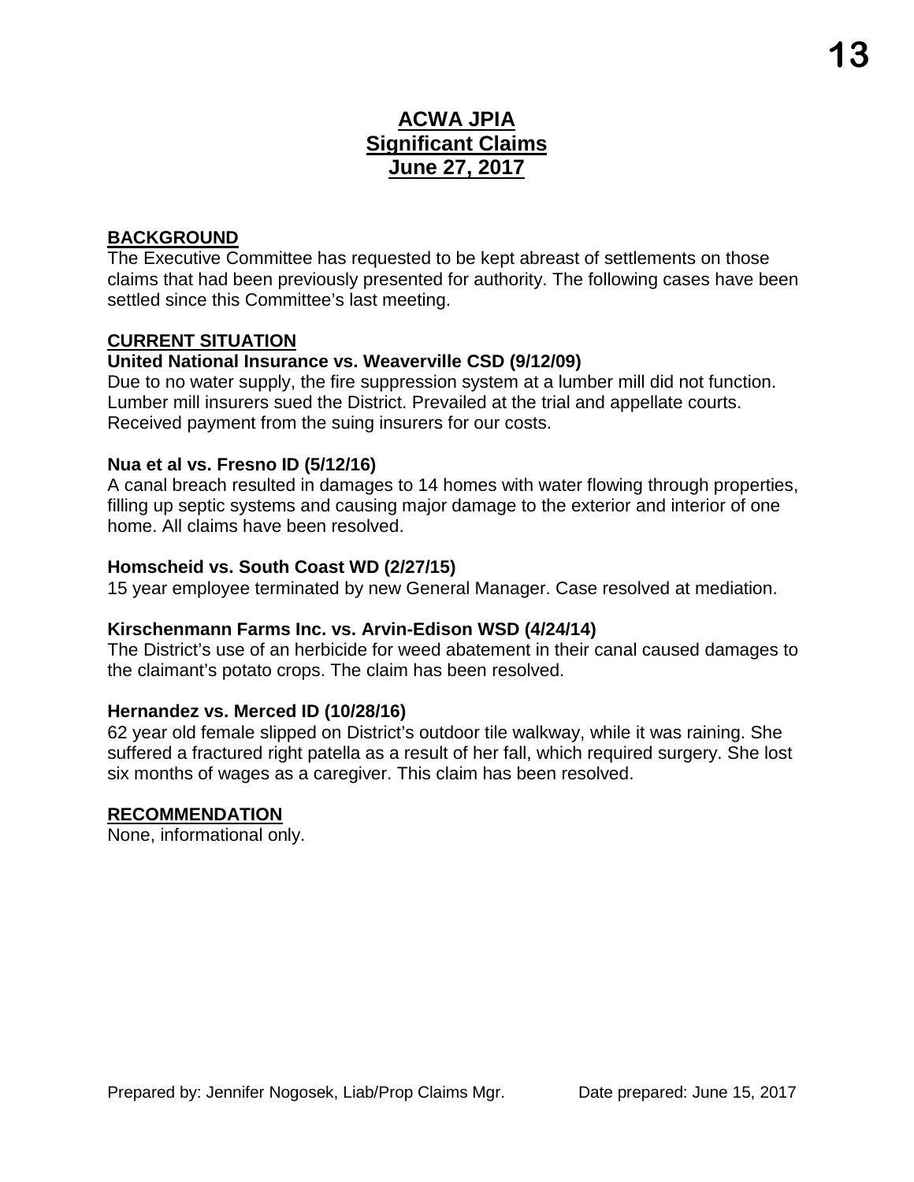# ACWA JPIA
# Significant Claims
# June 27, 2017

## BACKGROUND

The Executive Committee has requested to be kept abreast of settlements on those claims that had been previously presented for authority. The following cases have been settled since this Committee's last meeting.

## CURRENT SITUATION

**United National Insurance vs. Weaverville CSD (9/12/09)**

Due to no water supply, the fire suppression system at a lumber mill did not function. Lumber mill insurers sued the District. Prevailed at the trial and appellate courts. Received payment from the suing insurers for our costs.

**Nua et al vs. Fresno ID (5/12/16)**

A canal breach resulted in damages to 14 homes with water flowing through properties, filling up septic systems and causing major damage to the exterior and interior of one home. All claims have been resolved.

**Homscheid vs. South Coast WD (2/27/15)**

15 year employee terminated by new General Manager. Case resolved at mediation.

**Kirschenmann Farms Inc. vs. Arvin-Edison WSD (4/24/14)**

The District's use of an herbicide for weed abatement in their canal caused damages to the claimant's potato crops. The claim has been resolved.

**Hernandez vs. Merced ID (10/28/16)**

62 year old female slipped on District's outdoor tile walkway, while it was raining. She suffered a fractured right patella as a result of her fall, which required surgery. She lost six months of wages as a caregiver. This claim has been resolved.

## RECOMMENDATION

None, informational only.

Prepared by: Jennifer Nogosek, Liab/Prop Claims Mgr. Date prepared: June 15, 2017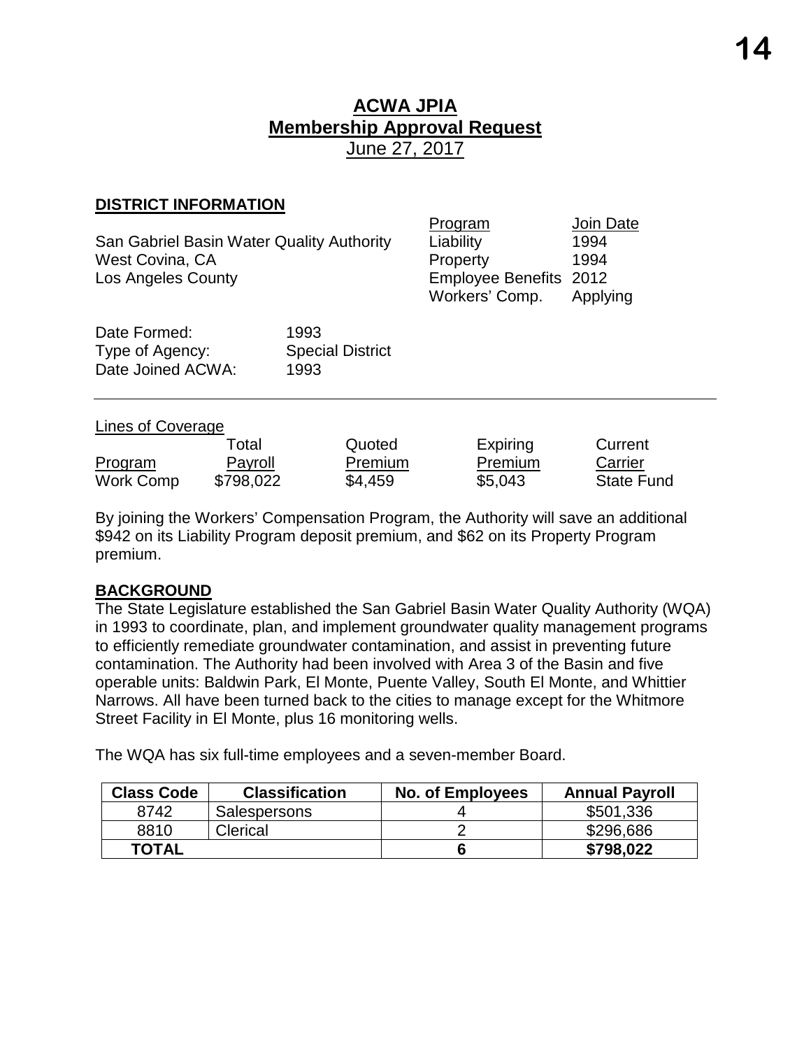# ACWA JPIA
## Membership Approval Request
June 27, 2017

### DISTRICT INFORMATION

San Gabriel Basin Water Quality Authority
West Covina, CA
Los Angeles County

| Program | Join Date |
|---|---|
| Liability | 1994 |
| Property | 1994 |
| Employee Benefits | 2012 |
| Workers' Comp. | Applying |

Date Formed: 1993
Type of Agency: Special District
Date Joined ACWA: 1993

---

Lines of Coverage

| Program | Total Payroll | Quoted Premium | Expiring Premium | Current Carrier |
|---|---|---|---|---|
| Work Comp | $798,022 | $4,459 | $5,043 | State Fund |

By joining the Workers' Compensation Program, the Authority will save an additional $942 on its Liability Program deposit premium, and $62 on its Property Program premium.

### BACKGROUND

The State Legislature established the San Gabriel Basin Water Quality Authority (WQA) in 1993 to coordinate, plan, and implement groundwater quality management programs to efficiently remediate groundwater contamination, and assist in preventing future contamination. The Authority had been involved with Area 3 of the Basin and five operable units: Baldwin Park, El Monte, Puente Valley, South El Monte, and Whittier Narrows. All have been turned back to the cities to manage except for the Whitmore Street Facility in El Monte, plus 16 monitoring wells.

The WQA has six full-time employees and a seven-member Board.

| Class Code | Classification | No. of Employees | Annual Payroll |
|---|---|---|---|
| 8742 | Salespersons | 4 | $501,336 |
| 8810 | Clerical | 2 | $296,686 |
| **TOTAL** | | **6** | **$798,022** |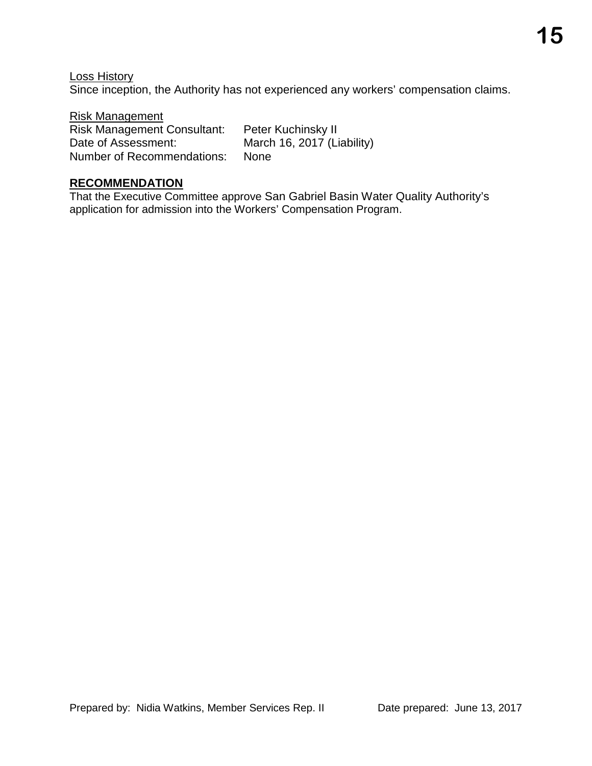<u>Loss History</u>
Since inception, the Authority has not experienced any workers' compensation claims.

<u>Risk Management</u>
Risk Management Consultant: Peter Kuchinsky II
Date of Assessment: March 16, 2017 (Liability)
Number of Recommendations: None

**RECOMMENDATION**

That the Executive Committee approve San Gabriel Basin Water Quality Authority's application for admission into the Workers' Compensation Program.

Prepared by: Nidia Watkins, Member Services Rep. II    Date prepared: June 13, 2017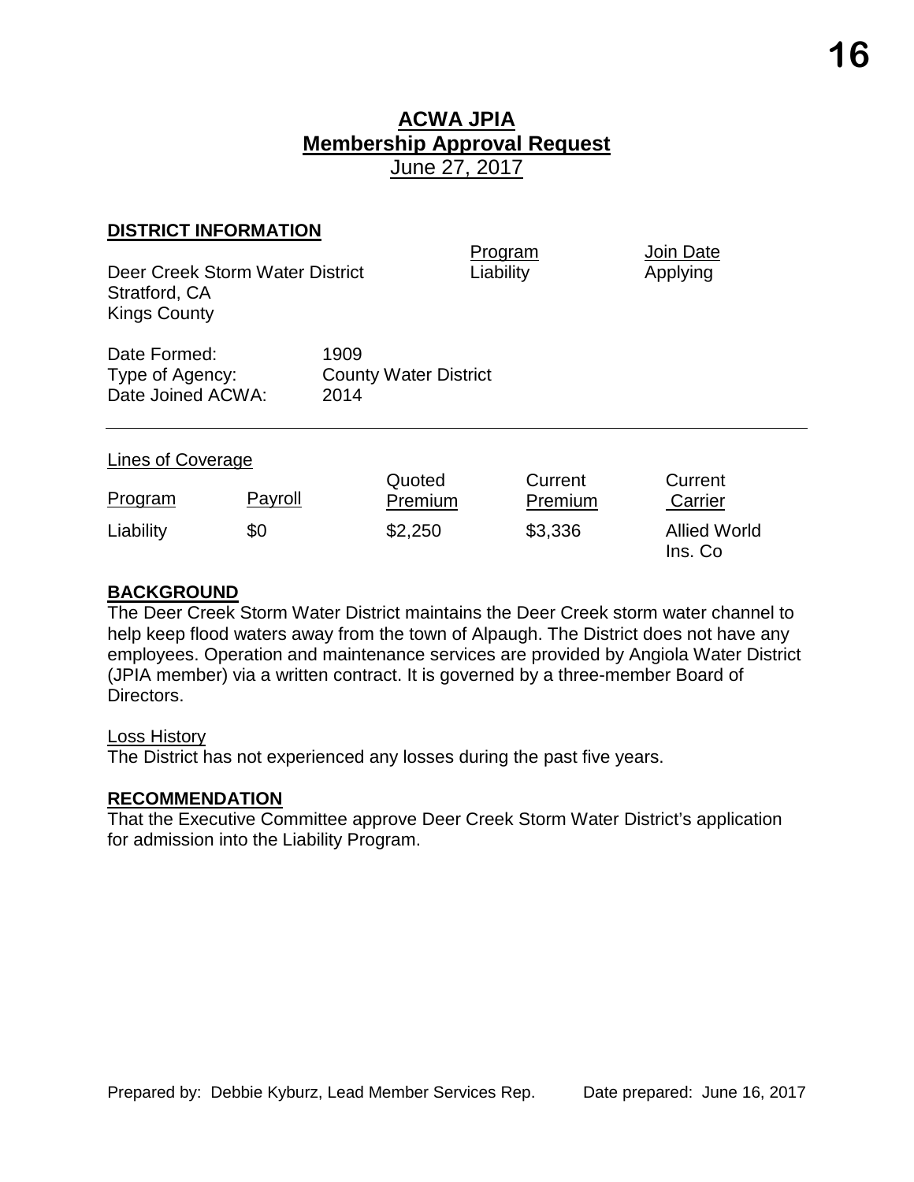# ACWA JPIA
## Membership Approval Request
June 27, 2017

### DISTRICT INFORMATION

| | Program | Join Date |
|---|---|---|
| Deer Creek Storm Water District<br>Stratford, CA<br>Kings County | Liability | Applying |

Date Formed: 1909
Type of Agency: County Water District
Date Joined ACWA: 2014

---

Lines of Coverage

| Program | Payroll | Quoted Premium | Current Premium | Current Carrier |
|---|---|---|---|---|
| Liability | $0 | $2,250 | $3,336 | Allied World Ins. Co |

### BACKGROUND

The Deer Creek Storm Water District maintains the Deer Creek storm water channel to help keep flood waters away from the town of Alpaugh. The District does not have any employees. Operation and maintenance services are provided by Angiola Water District (JPIA member) via a written contract. It is governed by a three-member Board of Directors.

Loss History

The District has not experienced any losses during the past five years.

### RECOMMENDATION

That the Executive Committee approve Deer Creek Storm Water District's application for admission into the Liability Program.

Prepared by: Debbie Kyburz, Lead Member Services Rep. Date prepared: June 16, 2017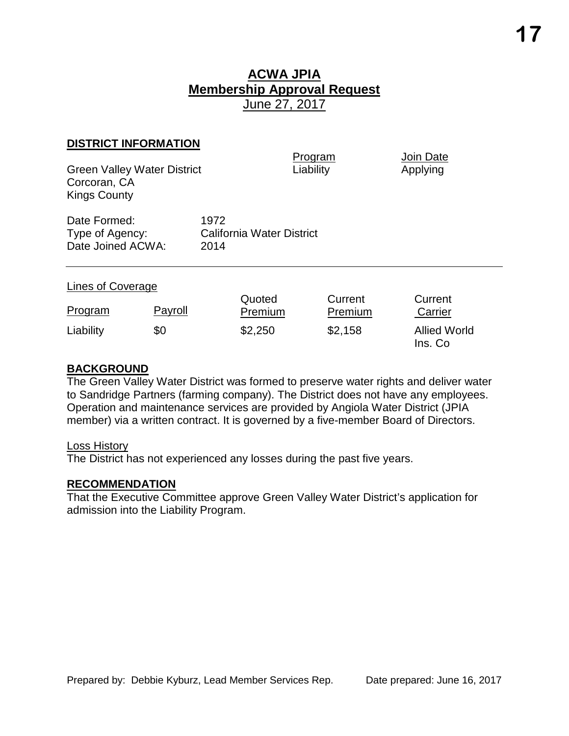# ACWA JPIA
## Membership Approval Request
June 27, 2017

### DISTRICT INFORMATION

| | Program | Join Date |
|---|---|---|
| Green Valley Water District<br>Corcoran, CA<br>Kings County | Liability | Applying |

Date Formed: 1972
Type of Agency: California Water District
Date Joined ACWA: 2014

---

Lines of Coverage

| Program | Payroll | Quoted Premium | Current Premium | Current Carrier |
|---|---|---|---|---|
| Liability | $0 | $2,250 | $2,158 | Allied World Ins. Co |

### BACKGROUND

The Green Valley Water District was formed to preserve water rights and deliver water to Sandridge Partners (farming company). The District does not have any employees. Operation and maintenance services are provided by Angiola Water District (JPIA member) via a written contract. It is governed by a five-member Board of Directors.

Loss History

The District has not experienced any losses during the past five years.

### RECOMMENDATION

That the Executive Committee approve Green Valley Water District's application for admission into the Liability Program.

Prepared by: Debbie Kyburz, Lead Member Services Rep. Date prepared: June 16, 2017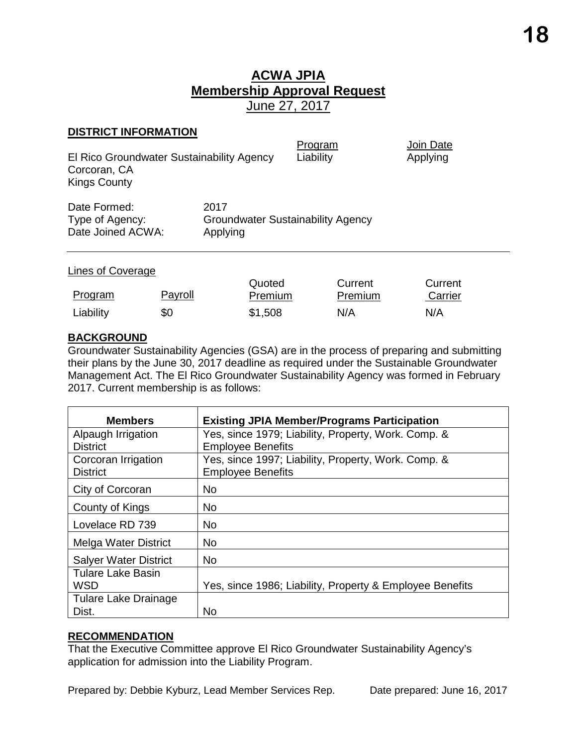# ACWA JPIA
## Membership Approval Request
June 27, 2017

**DISTRICT INFORMATION**

| | Program | Join Date |
|---|---|---|
| El Rico Groundwater Sustainability Agency<br>Corcoran, CA<br>Kings County | Liability | Applying |

Date Formed: 2017
Type of Agency: Groundwater Sustainability Agency
Date Joined ACWA: Applying

Lines of Coverage

| Program | Payroll | Quoted Premium | Current Premium | Current Carrier |
|---|---|---|---|---|
| Liability | $0 | $1,508 | N/A | N/A |

**BACKGROUND**

Groundwater Sustainability Agencies (GSA) are in the process of preparing and submitting their plans by the June 30, 2017 deadline as required under the Sustainable Groundwater Management Act. The El Rico Groundwater Sustainability Agency was formed in February 2017. Current membership is as follows:

| Members | Existing JPIA Member/Programs Participation |
|---|---|
| Alpaugh Irrigation District | Yes, since 1979; Liability, Property, Work. Comp. & Employee Benefits |
| Corcoran Irrigation District | Yes, since 1997; Liability, Property, Work. Comp. & Employee Benefits |
| City of Corcoran | No |
| County of Kings | No |
| Lovelace RD 739 | No |
| Melga Water District | No |
| Salyer Water District | No |
| Tulare Lake Basin WSD | Yes, since 1986; Liability, Property & Employee Benefits |
| Tulare Lake Drainage Dist. | No |

**RECOMMENDATION**

That the Executive Committee approve El Rico Groundwater Sustainability Agency's application for admission into the Liability Program.

Prepared by: Debbie Kyburz, Lead Member Services Rep. Date prepared: June 16, 2017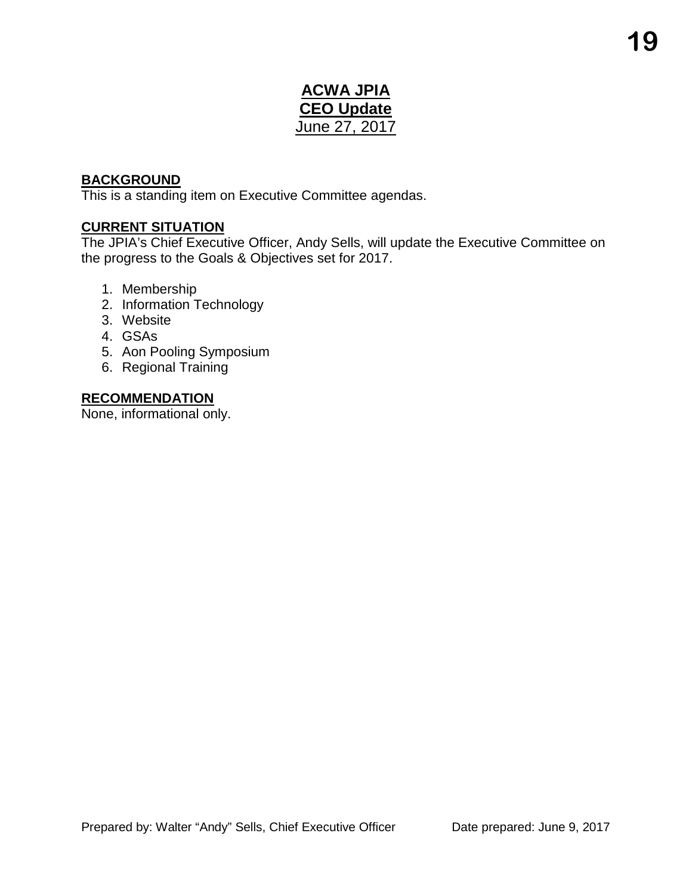# ACWA JPIA
## CEO Update
June 27, 2017

**BACKGROUND**
This is a standing item on Executive Committee agendas.

**CURRENT SITUATION**
The JPIA's Chief Executive Officer, Andy Sells, will update the Executive Committee on the progress to the Goals & Objectives set for 2017.

1. Membership
2. Information Technology
3. Website
4. GSAs
5. Aon Pooling Symposium
6. Regional Training

**RECOMMENDATION**
None, informational only.

Prepared by: Walter "Andy" Sells, Chief Executive Officer        Date prepared: June 9, 2017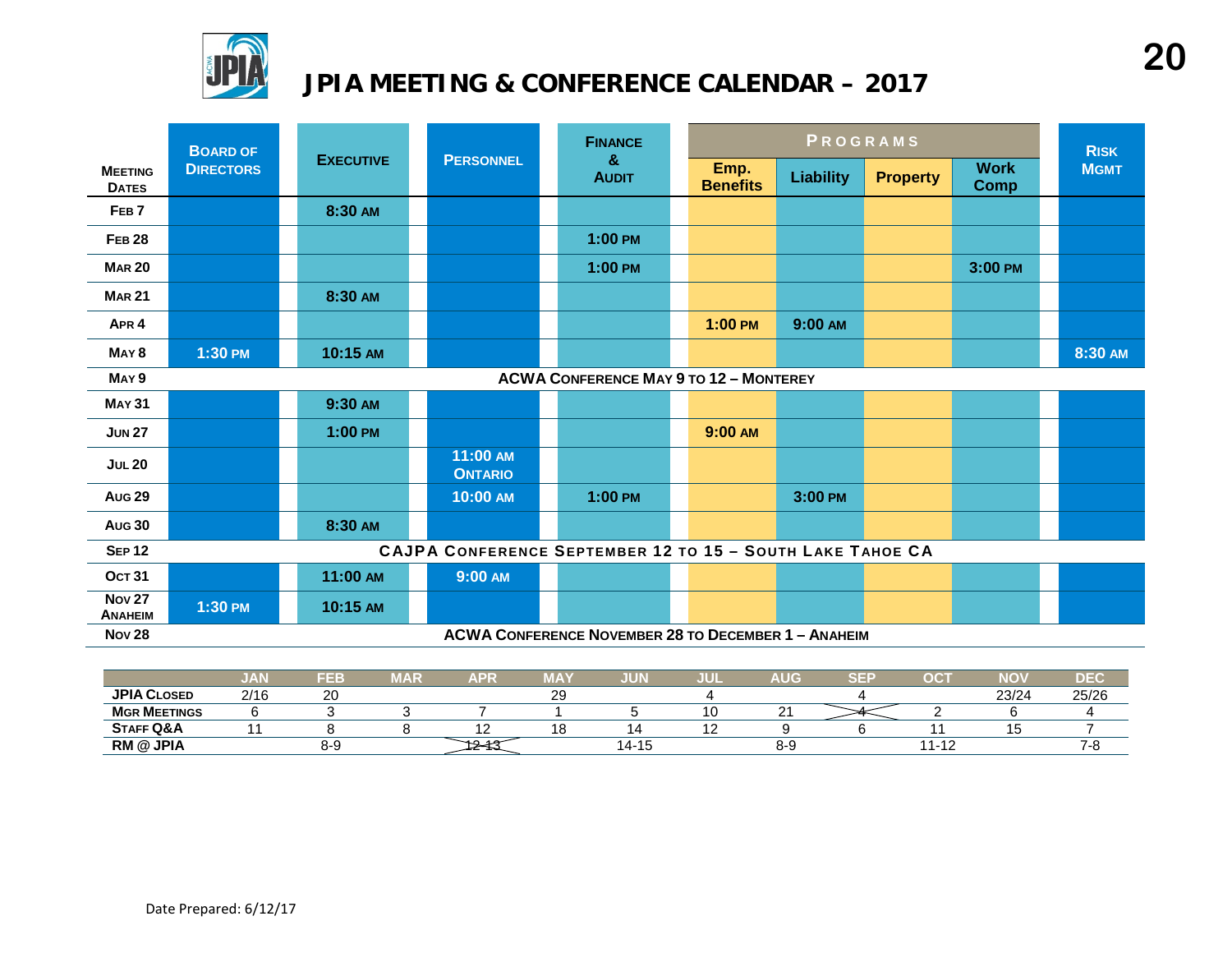# JPIA MEETING & CONFERENCE CALENDAR – 2017

| Meeting Dates | Board of Directors | Executive | Personnel | Finance & Audit | Programs: Emp. Benefits | Programs: Liability | Programs: Property | Programs: Work Comp | Risk Mgmt |
|---|---|---|---|---|---|---|---|---|---|
| Feb 7 | | 8:30 AM | | | | | | | |
| Feb 28 | | | | 1:00 PM | | | | | |
| Mar 20 | | | | 1:00 PM | | | | 3:00 PM | |
| Mar 21 | | 8:30 AM | | | | | | | |
| Apr 4 | | | | | 1:00 PM | 9:00 AM | | | |
| May 8 | 1:30 PM | 10:15 AM | | | | | | | 8:30 AM |
| May 9 | ACWA Conference May 9 to 12 – Monterey | | | | | | | | |
| May 31 | | 9:30 AM | | | | | | | |
| Jun 27 | | 1:00 PM | | | 9:00 AM | | | | |
| Jul 20 | | | 11:00 AM Ontario | | | | | | |
| Aug 29 | | | 10:00 AM | 1:00 PM | | 3:00 PM | | | |
| Aug 30 | | 8:30 AM | | | | | | | |
| Sep 12 | CAJPA Conference September 12 to 15 – South Lake Tahoe CA | | | | | | | | |
| Oct 31 | | 11:00 AM | 9:00 AM | | | | | | |
| Nov 27 Anaheim | 1:30 PM | 10:15 AM | | | | | | | |
| Nov 28 | ACWA Conference November 28 to December 1 – Anaheim | | | | | | | | |

| | JAN | FEB | MAR | APR | MAY | JUN | JUL | AUG | SEP | OCT | NOV | DEC |
|---|---|---|---|---|---|---|---|---|---|---|---|---|
| JPIA Closed | 2/16 | 20 | | | 29 | | 4 | | 4 | | 23/24 | 25/26 |
| Mgr Meetings | 6 | 3 | 3 | 7 | 1 | 5 | 10 | 21 | ~~4~~ | 2 | 6 | 4 |
| Staff Q&A | 11 | 8 | 8 | 12 | 18 | 14 | 12 | 9 | 6 | 11 | 15 | 7 |
| RM @ JPIA | | 8-9 | | ~~12-13~~ | | 14-15 | | 8-9 | | 11-12 | | 7-8 |

Date Prepared: 6/12/17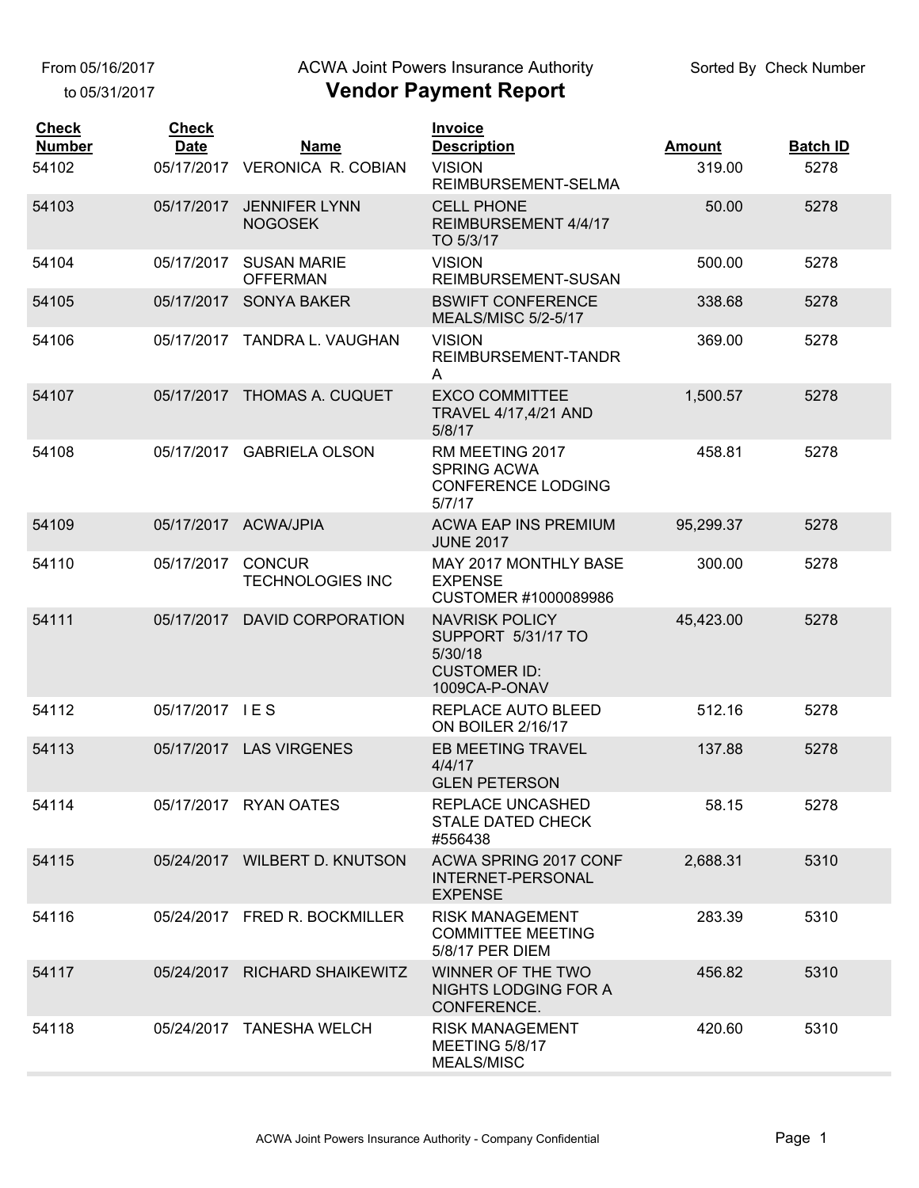From 05/16/2017
to 05/31/2017

ACWA Joint Powers Insurance Authority

# Vendor Payment Report

Sorted By Check Number

| Check Number | Check Date | Name | Invoice Description | Amount | Batch ID |
|---|---|---|---|---|---|
| 54102 | 05/17/2017 | VERONICA R. COBIAN | VISION REIMBURSEMENT-SELMA | 319.00 | 5278 |
| 54103 | 05/17/2017 | JENNIFER LYNN NOGOSEK | CELL PHONE REIMBURSEMENT 4/4/17 TO 5/3/17 | 50.00 | 5278 |
| 54104 | 05/17/2017 | SUSAN MARIE OFFERMAN | VISION REIMBURSEMENT-SUSAN | 500.00 | 5278 |
| 54105 | 05/17/2017 | SONYA BAKER | BSWIFT CONFERENCE MEALS/MISC 5/2-5/17 | 338.68 | 5278 |
| 54106 | 05/17/2017 | TANDRA L. VAUGHAN | VISION REIMBURSEMENT-TANDRA | 369.00 | 5278 |
| 54107 | 05/17/2017 | THOMAS A. CUQUET | EXCO COMMITTEE TRAVEL 4/17,4/21 AND 5/8/17 | 1,500.57 | 5278 |
| 54108 | 05/17/2017 | GABRIELA OLSON | RM MEETING 2017 SPRING ACWA CONFERENCE LODGING 5/7/17 | 458.81 | 5278 |
| 54109 | 05/17/2017 | ACWA/JPIA | ACWA EAP INS PREMIUM JUNE 2017 | 95,299.37 | 5278 |
| 54110 | 05/17/2017 | CONCUR TECHNOLOGIES INC | MAY 2017 MONTHLY BASE EXPENSE CUSTOMER #1000089986 | 300.00 | 5278 |
| 54111 | 05/17/2017 | DAVID CORPORATION | NAVRISK POLICY SUPPORT 5/31/17 TO 5/30/18 CUSTOMER ID: 1009CA-P-ONAV | 45,423.00 | 5278 |
| 54112 | 05/17/2017 | I E S | REPLACE AUTO BLEED ON BOILER 2/16/17 | 512.16 | 5278 |
| 54113 | 05/17/2017 | LAS VIRGENES | EB MEETING TRAVEL 4/4/17 GLEN PETERSON | 137.88 | 5278 |
| 54114 | 05/17/2017 | RYAN OATES | REPLACE UNCASHED STALE DATED CHECK #556438 | 58.15 | 5278 |
| 54115 | 05/24/2017 | WILBERT D. KNUTSON | ACWA SPRING 2017 CONF INTERNET-PERSONAL EXPENSE | 2,688.31 | 5310 |
| 54116 | 05/24/2017 | FRED R. BOCKMILLER | RISK MANAGEMENT COMMITTEE MEETING 5/8/17 PER DIEM | 283.39 | 5310 |
| 54117 | 05/24/2017 | RICHARD SHAIKEWITZ | WINNER OF THE TWO NIGHTS LODGING FOR A CONFERENCE. | 456.82 | 5310 |
| 54118 | 05/24/2017 | TANESHA WELCH | RISK MANAGEMENT MEETING 5/8/17 MEALS/MISC | 420.60 | 5310 |

ACWA Joint Powers Insurance Authority - Company Confidential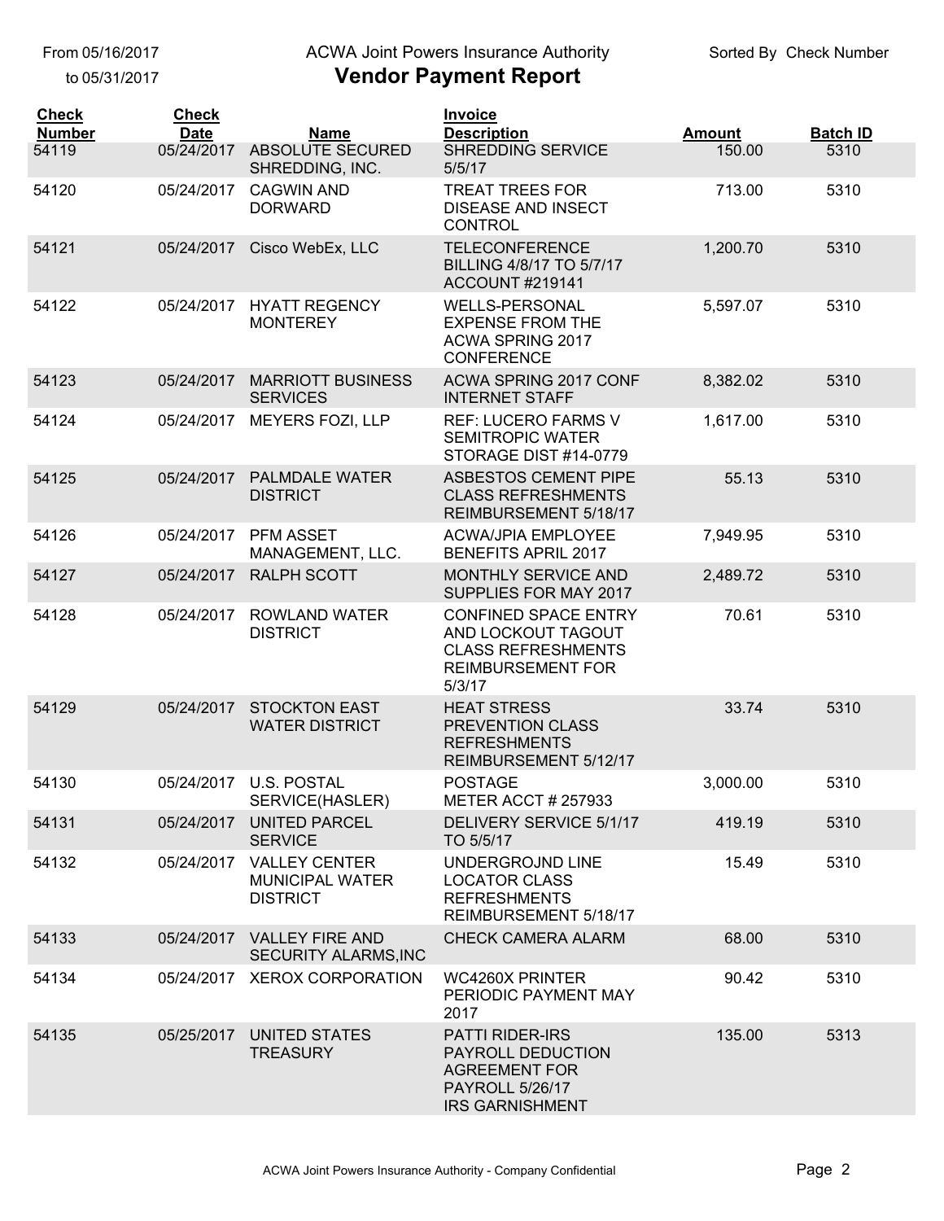From 05/16/2017
to 05/31/2017

ACWA Joint Powers Insurance Authority

# Vendor Payment Report

Sorted By Check Number

| Check Number | Check Date | Name | Invoice Description | Amount | Batch ID |
|---|---|---|---|---|---|
| 54119 | 05/24/2017 | ABSOLUTE SECURED SHREDDING, INC. | SHREDDING SERVICE 5/5/17 | 150.00 | 5310 |
| 54120 | 05/24/2017 | CAGWIN AND DORWARD | TREAT TREES FOR DISEASE AND INSECT CONTROL | 713.00 | 5310 |
| 54121 | 05/24/2017 | Cisco WebEx, LLC | TELECONFERENCE BILLING 4/8/17 TO 5/7/17 ACCOUNT #219141 | 1,200.70 | 5310 |
| 54122 | 05/24/2017 | HYATT REGENCY MONTEREY | WELLS-PERSONAL EXPENSE FROM THE ACWA SPRING 2017 CONFERENCE | 5,597.07 | 5310 |
| 54123 | 05/24/2017 | MARRIOTT BUSINESS SERVICES | ACWA SPRING 2017 CONF INTERNET STAFF | 8,382.02 | 5310 |
| 54124 | 05/24/2017 | MEYERS FOZI, LLP | REF: LUCERO FARMS V SEMITROPIC WATER STORAGE DIST #14-0779 | 1,617.00 | 5310 |
| 54125 | 05/24/2017 | PALMDALE WATER DISTRICT | ASBESTOS CEMENT PIPE CLASS REFRESHMENTS REIMBURSEMENT 5/18/17 | 55.13 | 5310 |
| 54126 | 05/24/2017 | PFM ASSET MANAGEMENT, LLC. | ACWA/JPIA EMPLOYEE BENEFITS APRIL 2017 | 7,949.95 | 5310 |
| 54127 | 05/24/2017 | RALPH SCOTT | MONTHLY SERVICE AND SUPPLIES FOR MAY 2017 | 2,489.72 | 5310 |
| 54128 | 05/24/2017 | ROWLAND WATER DISTRICT | CONFINED SPACE ENTRY AND LOCKOUT TAGOUT CLASS REFRESHMENTS REIMBURSEMENT FOR 5/3/17 | 70.61 | 5310 |
| 54129 | 05/24/2017 | STOCKTON EAST WATER DISTRICT | HEAT STRESS PREVENTION CLASS REFRESHMENTS REIMBURSEMENT 5/12/17 | 33.74 | 5310 |
| 54130 | 05/24/2017 | U.S. POSTAL SERVICE(HASLER) | POSTAGE METER ACCT # 257933 | 3,000.00 | 5310 |
| 54131 | 05/24/2017 | UNITED PARCEL SERVICE | DELIVERY SERVICE 5/1/17 TO 5/5/17 | 419.19 | 5310 |
| 54132 | 05/24/2017 | VALLEY CENTER MUNICIPAL WATER DISTRICT | UNDERGROJND LINE LOCATOR CLASS REFRESHMENTS REIMBURSEMENT 5/18/17 | 15.49 | 5310 |
| 54133 | 05/24/2017 | VALLEY FIRE AND SECURITY ALARMS,INC | CHECK CAMERA ALARM | 68.00 | 5310 |
| 54134 | 05/24/2017 | XEROX CORPORATION | WC4260X PRINTER PERIODIC PAYMENT MAY 2017 | 90.42 | 5310 |
| 54135 | 05/25/2017 | UNITED STATES TREASURY | PATTI RIDER-IRS PAYROLL DEDUCTION AGREEMENT FOR PAYROLL 5/26/17 IRS GARNISHMENT | 135.00 | 5313 |

ACWA Joint Powers Insurance Authority - Company Confidential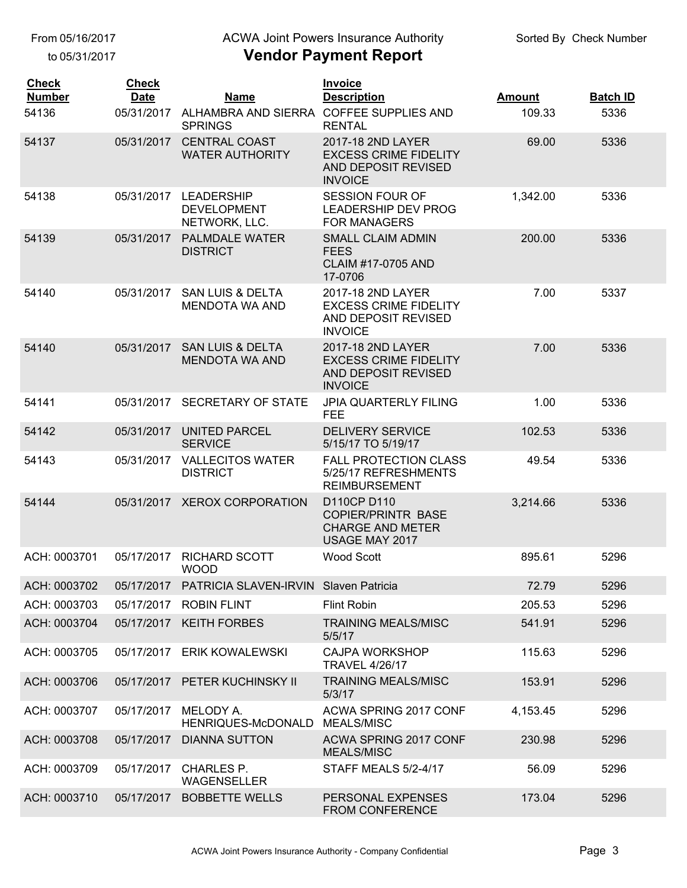From 05/16/2017
to 05/31/2017

# ACWA Joint Powers Insurance Authority
## Vendor Payment Report

Sorted By Check Number

| Check Number | Check Date | Name | Invoice Description | Amount | Batch ID |
|---|---|---|---|---|---|
| 54136 | 05/31/2017 | ALHAMBRA AND SIERRA SPRINGS | COFFEE SUPPLIES AND RENTAL | 109.33 | 5336 |
| 54137 | 05/31/2017 | CENTRAL COAST WATER AUTHORITY | 2017-18 2ND LAYER EXCESS CRIME FIDELITY AND DEPOSIT REVISED INVOICE | 69.00 | 5336 |
| 54138 | 05/31/2017 | LEADERSHIP DEVELOPMENT NETWORK, LLC. | SESSION FOUR OF LEADERSHIP DEV PROG FOR MANAGERS | 1,342.00 | 5336 |
| 54139 | 05/31/2017 | PALMDALE WATER DISTRICT | SMALL CLAIM ADMIN FEES CLAIM #17-0705 AND 17-0706 | 200.00 | 5336 |
| 54140 | 05/31/2017 | SAN LUIS & DELTA MENDOTA WA AND | 2017-18 2ND LAYER EXCESS CRIME FIDELITY AND DEPOSIT REVISED INVOICE | 7.00 | 5337 |
| 54140 | 05/31/2017 | SAN LUIS & DELTA MENDOTA WA AND | 2017-18 2ND LAYER EXCESS CRIME FIDELITY AND DEPOSIT REVISED INVOICE | 7.00 | 5336 |
| 54141 | 05/31/2017 | SECRETARY OF STATE | JPIA QUARTERLY FILING FEE | 1.00 | 5336 |
| 54142 | 05/31/2017 | UNITED PARCEL SERVICE | DELIVERY SERVICE 5/15/17 TO 5/19/17 | 102.53 | 5336 |
| 54143 | 05/31/2017 | VALLECITOS WATER DISTRICT | FALL PROTECTION CLASS 5/25/17 REFRESHMENTS REIMBURSEMENT | 49.54 | 5336 |
| 54144 | 05/31/2017 | XEROX CORPORATION | D110CP D110 COPIER/PRINTR BASE CHARGE AND METER USAGE MAY 2017 | 3,214.66 | 5336 |
| ACH: 0003701 | 05/17/2017 | RICHARD SCOTT WOOD | Wood Scott | 895.61 | 5296 |
| ACH: 0003702 | 05/17/2017 | PATRICIA SLAVEN-IRVIN | Slaven Patricia | 72.79 | 5296 |
| ACH: 0003703 | 05/17/2017 | ROBIN FLINT | Flint Robin | 205.53 | 5296 |
| ACH: 0003704 | 05/17/2017 | KEITH FORBES | TRAINING MEALS/MISC 5/5/17 | 541.91 | 5296 |
| ACH: 0003705 | 05/17/2017 | ERIK KOWALEWSKI | CAJPA WORKSHOP TRAVEL 4/26/17 | 115.63 | 5296 |
| ACH: 0003706 | 05/17/2017 | PETER KUCHINSKY II | TRAINING MEALS/MISC 5/3/17 | 153.91 | 5296 |
| ACH: 0003707 | 05/17/2017 | MELODY A. HENRIQUES-McDONALD | ACWA SPRING 2017 CONF MEALS/MISC | 4,153.45 | 5296 |
| ACH: 0003708 | 05/17/2017 | DIANNA SUTTON | ACWA SPRING 2017 CONF MEALS/MISC | 230.98 | 5296 |
| ACH: 0003709 | 05/17/2017 | CHARLES P. WAGENSELLER | STAFF MEALS 5/2-4/17 | 56.09 | 5296 |
| ACH: 0003710 | 05/17/2017 | BOBBETTE WELLS | PERSONAL EXPENSES FROM CONFERENCE | 173.04 | 5296 |

ACWA Joint Powers Insurance Authority - Company Confidential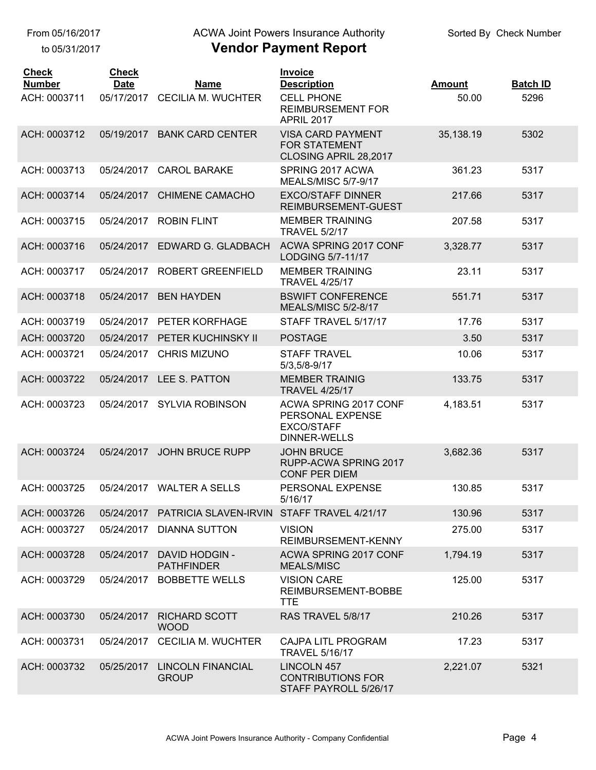From 05/16/2017 to 05/31/2017

ACWA Joint Powers Insurance Authority

# Vendor Payment Report

Sorted By Check Number

| Check Number | Check Date | Name | Invoice Description | Amount | Batch ID |
|---|---|---|---|---|---|
| ACH: 0003711 | 05/17/2017 | CECILIA M. WUCHTER | CELL PHONE REIMBURSEMENT FOR APRIL 2017 | 50.00 | 5296 |
| ACH: 0003712 | 05/19/2017 | BANK CARD CENTER | VISA CARD PAYMENT FOR STATEMENT CLOSING APRIL 28,2017 | 35,138.19 | 5302 |
| ACH: 0003713 | 05/24/2017 | CAROL BARAKE | SPRING 2017 ACWA MEALS/MISC 5/7-9/17 | 361.23 | 5317 |
| ACH: 0003714 | 05/24/2017 | CHIMENE CAMACHO | EXCO/STAFF DINNER REIMBURSEMENT-GUEST | 217.66 | 5317 |
| ACH: 0003715 | 05/24/2017 | ROBIN FLINT | MEMBER TRAINING TRAVEL 5/2/17 | 207.58 | 5317 |
| ACH: 0003716 | 05/24/2017 | EDWARD G. GLADBACH | ACWA SPRING 2017 CONF LODGING 5/7-11/17 | 3,328.77 | 5317 |
| ACH: 0003717 | 05/24/2017 | ROBERT GREENFIELD | MEMBER TRAINING TRAVEL 4/25/17 | 23.11 | 5317 |
| ACH: 0003718 | 05/24/2017 | BEN HAYDEN | BSWIFT CONFERENCE MEALS/MISC 5/2-8/17 | 551.71 | 5317 |
| ACH: 0003719 | 05/24/2017 | PETER KORFHAGE | STAFF TRAVEL 5/17/17 | 17.76 | 5317 |
| ACH: 0003720 | 05/24/2017 | PETER KUCHINSKY II | POSTAGE | 3.50 | 5317 |
| ACH: 0003721 | 05/24/2017 | CHRIS MIZUNO | STAFF TRAVEL 5/3,5/8-9/17 | 10.06 | 5317 |
| ACH: 0003722 | 05/24/2017 | LEE S. PATTON | MEMBER TRAINIG TRAVEL 4/25/17 | 133.75 | 5317 |
| ACH: 0003723 | 05/24/2017 | SYLVIA ROBINSON | ACWA SPRING 2017 CONF PERSONAL EXPENSE EXCO/STAFF DINNER-WELLS | 4,183.51 | 5317 |
| ACH: 0003724 | 05/24/2017 | JOHN BRUCE RUPP | JOHN BRUCE RUPP-ACWA SPRING 2017 CONF PER DIEM | 3,682.36 | 5317 |
| ACH: 0003725 | 05/24/2017 | WALTER A SELLS | PERSONAL EXPENSE 5/16/17 | 130.85 | 5317 |
| ACH: 0003726 | 05/24/2017 | PATRICIA SLAVEN-IRVIN | STAFF TRAVEL 4/21/17 | 130.96 | 5317 |
| ACH: 0003727 | 05/24/2017 | DIANNA SUTTON | VISION REIMBURSEMENT-KENNY | 275.00 | 5317 |
| ACH: 0003728 | 05/24/2017 | DAVID HODGIN - PATHFINDER | ACWA SPRING 2017 CONF MEALS/MISC | 1,794.19 | 5317 |
| ACH: 0003729 | 05/24/2017 | BOBBETTE WELLS | VISION CARE REIMBURSEMENT-BOBBE TTE | 125.00 | 5317 |
| ACH: 0003730 | 05/24/2017 | RICHARD SCOTT WOOD | RAS TRAVEL 5/8/17 | 210.26 | 5317 |
| ACH: 0003731 | 05/24/2017 | CECILIA M. WUCHTER | CAJPA LITL PROGRAM TRAVEL 5/16/17 | 17.23 | 5317 |
| ACH: 0003732 | 05/25/2017 | LINCOLN FINANCIAL GROUP | LINCOLN 457 CONTRIBUTIONS FOR STAFF PAYROLL 5/26/17 | 2,221.07 | 5321 |

ACWA Joint Powers Insurance Authority - Company Confidential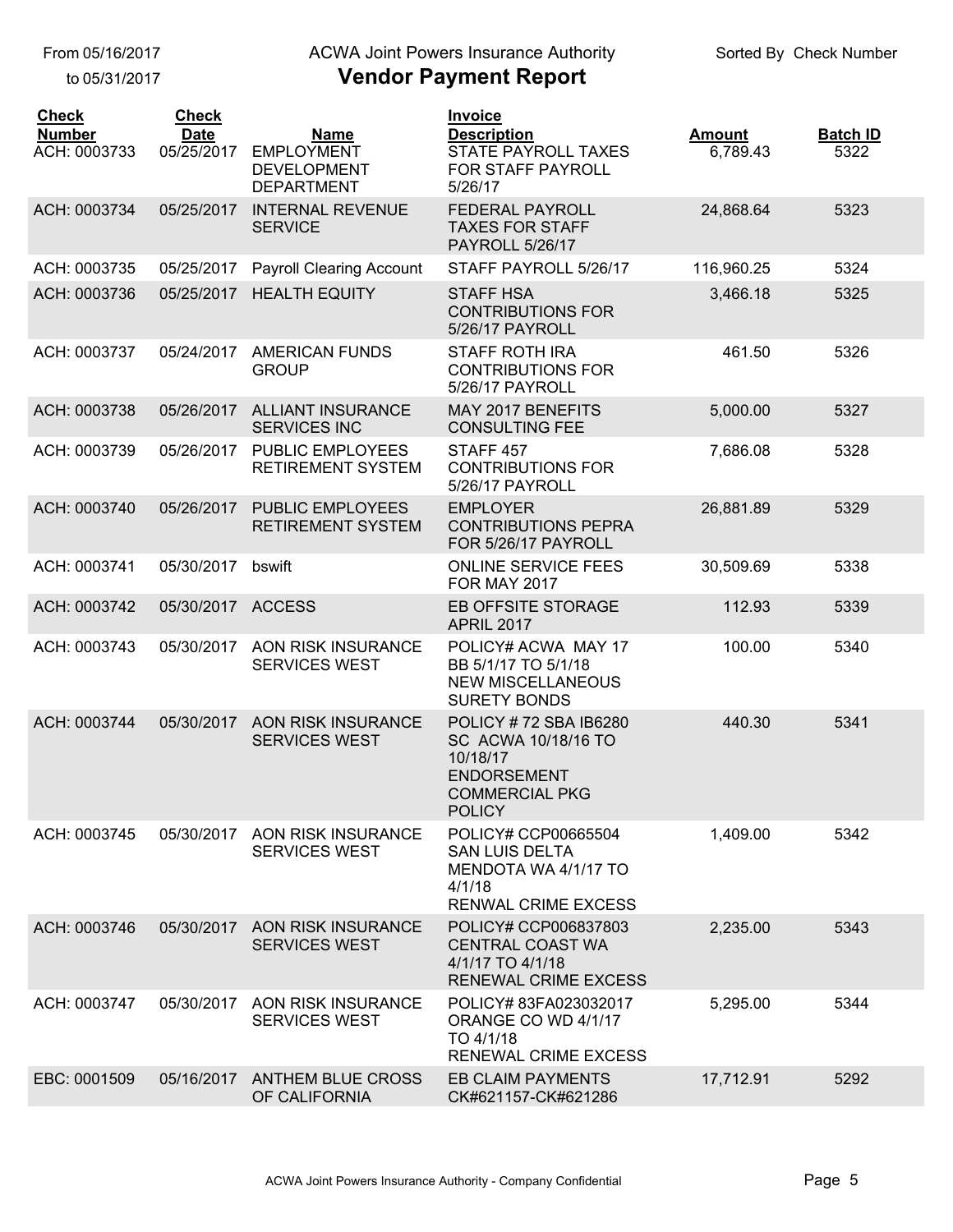From 05/16/2017
to 05/31/2017

# ACWA Joint Powers Insurance Authority

## Vendor Payment Report

Sorted By Check Number

| Check Number | Check Date | Name | Invoice Description | Amount | Batch ID |
|---|---|---|---|---|---|
| ACH: 0003733 | 05/25/2017 | EMPLOYMENT DEVELOPMENT DEPARTMENT | STATE PAYROLL TAXES FOR STAFF PAYROLL 5/26/17 | 6,789.43 | 5322 |
| ACH: 0003734 | 05/25/2017 | INTERNAL REVENUE SERVICE | FEDERAL PAYROLL TAXES FOR STAFF PAYROLL 5/26/17 | 24,868.64 | 5323 |
| ACH: 0003735 | 05/25/2017 | Payroll Clearing Account | STAFF PAYROLL 5/26/17 | 116,960.25 | 5324 |
| ACH: 0003736 | 05/25/2017 | HEALTH EQUITY | STAFF HSA CONTRIBUTIONS FOR 5/26/17 PAYROLL | 3,466.18 | 5325 |
| ACH: 0003737 | 05/24/2017 | AMERICAN FUNDS GROUP | STAFF ROTH IRA CONTRIBUTIONS FOR 5/26/17 PAYROLL | 461.50 | 5326 |
| ACH: 0003738 | 05/26/2017 | ALLIANT INSURANCE SERVICES INC | MAY 2017 BENEFITS CONSULTING FEE | 5,000.00 | 5327 |
| ACH: 0003739 | 05/26/2017 | PUBLIC EMPLOYEES RETIREMENT SYSTEM | STAFF 457 CONTRIBUTIONS FOR 5/26/17 PAYROLL | 7,686.08 | 5328 |
| ACH: 0003740 | 05/26/2017 | PUBLIC EMPLOYEES RETIREMENT SYSTEM | EMPLOYER CONTRIBUTIONS PEPRA FOR 5/26/17 PAYROLL | 26,881.89 | 5329 |
| ACH: 0003741 | 05/30/2017 | bswift | ONLINE SERVICE FEES FOR MAY 2017 | 30,509.69 | 5338 |
| ACH: 0003742 | 05/30/2017 | ACCESS | EB OFFSITE STORAGE APRIL 2017 | 112.93 | 5339 |
| ACH: 0003743 | 05/30/2017 | AON RISK INSURANCE SERVICES WEST | POLICY# ACWA MAY 17 BB 5/1/17 TO 5/1/18 NEW MISCELLANEOUS SURETY BONDS | 100.00 | 5340 |
| ACH: 0003744 | 05/30/2017 | AON RISK INSURANCE SERVICES WEST | POLICY # 72 SBA IB6280 SC ACWA 10/18/16 TO 10/18/17 ENDORSEMENT COMMERCIAL PKG POLICY | 440.30 | 5341 |
| ACH: 0003745 | 05/30/2017 | AON RISK INSURANCE SERVICES WEST | POLICY# CCP00665504 SAN LUIS DELTA MENDOTA WA 4/1/17 TO 4/1/18 RENWAL CRIME EXCESS | 1,409.00 | 5342 |
| ACH: 0003746 | 05/30/2017 | AON RISK INSURANCE SERVICES WEST | POLICY# CCP006837803 CENTRAL COAST WA 4/1/17 TO 4/1/18 RENEWAL CRIME EXCESS | 2,235.00 | 5343 |
| ACH: 0003747 | 05/30/2017 | AON RISK INSURANCE SERVICES WEST | POLICY# 83FA023032017 ORANGE CO WD 4/1/17 TO 4/1/18 RENEWAL CRIME EXCESS | 5,295.00 | 5344 |
| EBC: 0001509 | 05/16/2017 | ANTHEM BLUE CROSS OF CALIFORNIA | EB CLAIM PAYMENTS CK#621157-CK#621286 | 17,712.91 | 5292 |

ACWA Joint Powers Insurance Authority - Company Confidential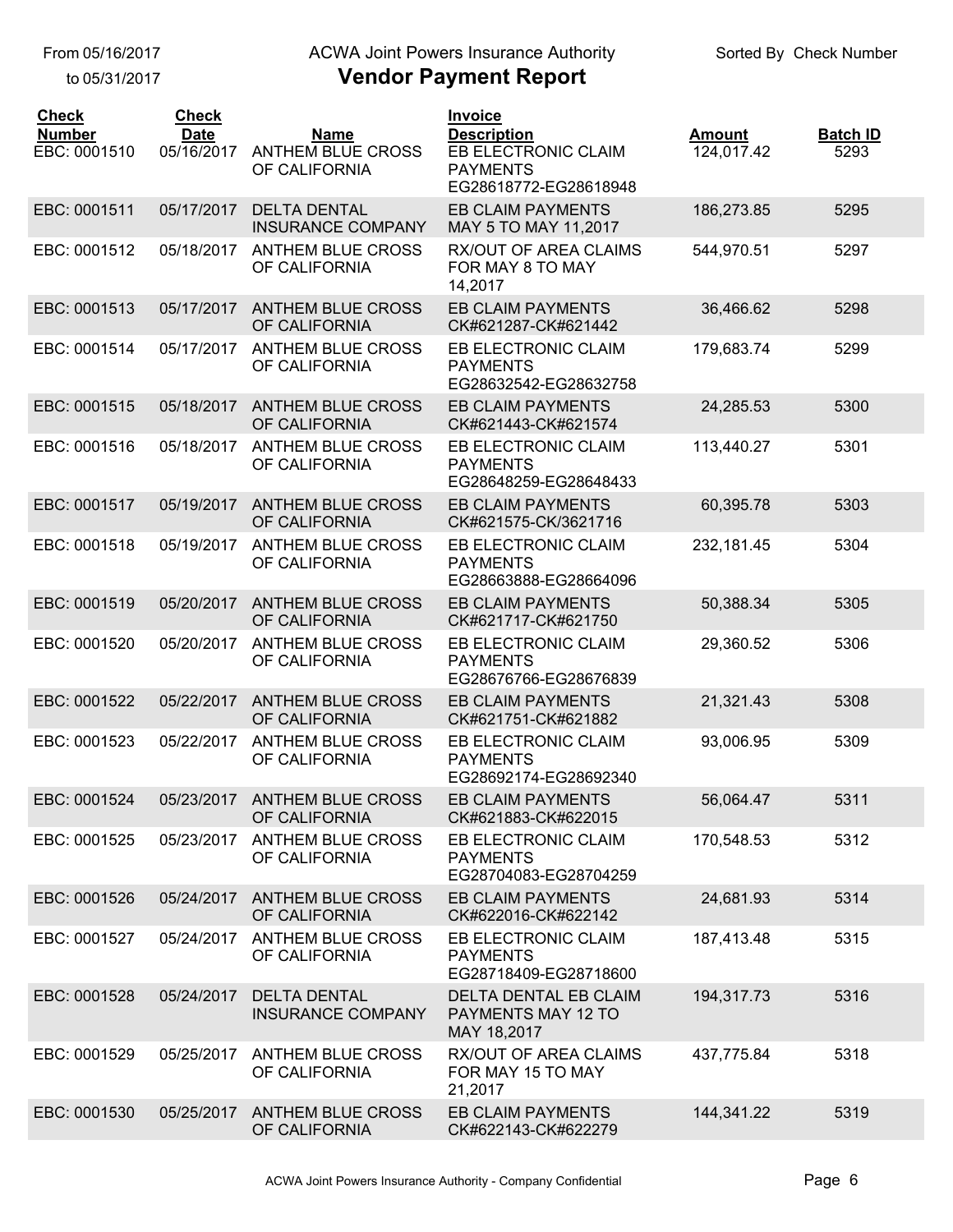From 05/16/2017
to 05/31/2017

ACWA Joint Powers Insurance Authority

# Vendor Payment Report

Sorted By Check Number

| Check Number | Check Date | Name | Invoice Description | Amount | Batch ID |
|---|---|---|---|---|---|
| EBC: 0001510 | 05/16/2017 | ANTHEM BLUE CROSS OF CALIFORNIA | EB ELECTRONIC CLAIM PAYMENTS EG28618772-EG28618948 | 124,017.42 | 5293 |
| EBC: 0001511 | 05/17/2017 | DELTA DENTAL INSURANCE COMPANY | EB CLAIM PAYMENTS MAY 5 TO MAY 11,2017 | 186,273.85 | 5295 |
| EBC: 0001512 | 05/18/2017 | ANTHEM BLUE CROSS OF CALIFORNIA | RX/OUT OF AREA CLAIMS FOR MAY 8 TO MAY 14,2017 | 544,970.51 | 5297 |
| EBC: 0001513 | 05/17/2017 | ANTHEM BLUE CROSS OF CALIFORNIA | EB CLAIM PAYMENTS CK#621287-CK#621442 | 36,466.62 | 5298 |
| EBC: 0001514 | 05/17/2017 | ANTHEM BLUE CROSS OF CALIFORNIA | EB ELECTRONIC CLAIM PAYMENTS EG28632542-EG28632758 | 179,683.74 | 5299 |
| EBC: 0001515 | 05/18/2017 | ANTHEM BLUE CROSS OF CALIFORNIA | EB CLAIM PAYMENTS CK#621443-CK#621574 | 24,285.53 | 5300 |
| EBC: 0001516 | 05/18/2017 | ANTHEM BLUE CROSS OF CALIFORNIA | EB ELECTRONIC CLAIM PAYMENTS EG28648259-EG28648433 | 113,440.27 | 5301 |
| EBC: 0001517 | 05/19/2017 | ANTHEM BLUE CROSS OF CALIFORNIA | EB CLAIM PAYMENTS CK#621575-CK/3621716 | 60,395.78 | 5303 |
| EBC: 0001518 | 05/19/2017 | ANTHEM BLUE CROSS OF CALIFORNIA | EB ELECTRONIC CLAIM PAYMENTS EG28663888-EG28664096 | 232,181.45 | 5304 |
| EBC: 0001519 | 05/20/2017 | ANTHEM BLUE CROSS OF CALIFORNIA | EB CLAIM PAYMENTS CK#621717-CK#621750 | 50,388.34 | 5305 |
| EBC: 0001520 | 05/20/2017 | ANTHEM BLUE CROSS OF CALIFORNIA | EB ELECTRONIC CLAIM PAYMENTS EG28676766-EG28676839 | 29,360.52 | 5306 |
| EBC: 0001522 | 05/22/2017 | ANTHEM BLUE CROSS OF CALIFORNIA | EB CLAIM PAYMENTS CK#621751-CK#621882 | 21,321.43 | 5308 |
| EBC: 0001523 | 05/22/2017 | ANTHEM BLUE CROSS OF CALIFORNIA | EB ELECTRONIC CLAIM PAYMENTS EG28692174-EG28692340 | 93,006.95 | 5309 |
| EBC: 0001524 | 05/23/2017 | ANTHEM BLUE CROSS OF CALIFORNIA | EB CLAIM PAYMENTS CK#621883-CK#622015 | 56,064.47 | 5311 |
| EBC: 0001525 | 05/23/2017 | ANTHEM BLUE CROSS OF CALIFORNIA | EB ELECTRONIC CLAIM PAYMENTS EG28704083-EG28704259 | 170,548.53 | 5312 |
| EBC: 0001526 | 05/24/2017 | ANTHEM BLUE CROSS OF CALIFORNIA | EB CLAIM PAYMENTS CK#622016-CK#622142 | 24,681.93 | 5314 |
| EBC: 0001527 | 05/24/2017 | ANTHEM BLUE CROSS OF CALIFORNIA | EB ELECTRONIC CLAIM PAYMENTS EG28718409-EG28718600 | 187,413.48 | 5315 |
| EBC: 0001528 | 05/24/2017 | DELTA DENTAL INSURANCE COMPANY | DELTA DENTAL EB CLAIM PAYMENTS MAY 12 TO MAY 18,2017 | 194,317.73 | 5316 |
| EBC: 0001529 | 05/25/2017 | ANTHEM BLUE CROSS OF CALIFORNIA | RX/OUT OF AREA CLAIMS FOR MAY 15 TO MAY 21,2017 | 437,775.84 | 5318 |
| EBC: 0001530 | 05/25/2017 | ANTHEM BLUE CROSS OF CALIFORNIA | EB CLAIM PAYMENTS CK#622143-CK#622279 | 144,341.22 | 5319 |

ACWA Joint Powers Insurance Authority - Company Confidential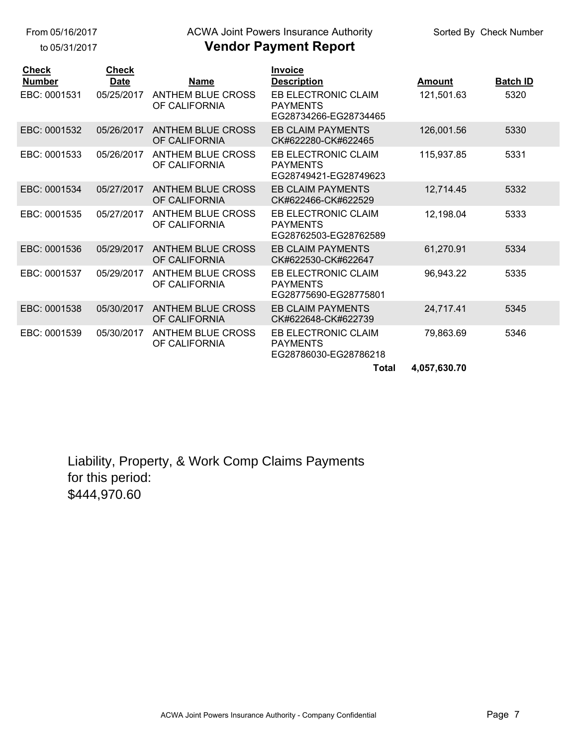From 05/16/2017
to 05/31/2017

ACWA Joint Powers Insurance Authority

# Vendor Payment Report

Sorted By Check Number

| Check Number | Check Date | Name | Invoice Description | Amount | Batch ID |
|---|---|---|---|---|---|
| EBC: 0001531 | 05/25/2017 | ANTHEM BLUE CROSS OF CALIFORNIA | EB ELECTRONIC CLAIM PAYMENTS EG28734266-EG28734465 | 121,501.63 | 5320 |
| EBC: 0001532 | 05/26/2017 | ANTHEM BLUE CROSS OF CALIFORNIA | EB CLAIM PAYMENTS CK#622280-CK#622465 | 126,001.56 | 5330 |
| EBC: 0001533 | 05/26/2017 | ANTHEM BLUE CROSS OF CALIFORNIA | EB ELECTRONIC CLAIM PAYMENTS EG28749421-EG28749623 | 115,937.85 | 5331 |
| EBC: 0001534 | 05/27/2017 | ANTHEM BLUE CROSS OF CALIFORNIA | EB CLAIM PAYMENTS CK#622466-CK#622529 | 12,714.45 | 5332 |
| EBC: 0001535 | 05/27/2017 | ANTHEM BLUE CROSS OF CALIFORNIA | EB ELECTRONIC CLAIM PAYMENTS EG28762503-EG28762589 | 12,198.04 | 5333 |
| EBC: 0001536 | 05/29/2017 | ANTHEM BLUE CROSS OF CALIFORNIA | EB CLAIM PAYMENTS CK#622530-CK#622647 | 61,270.91 | 5334 |
| EBC: 0001537 | 05/29/2017 | ANTHEM BLUE CROSS OF CALIFORNIA | EB ELECTRONIC CLAIM PAYMENTS EG28775690-EG28775801 | 96,943.22 | 5335 |
| EBC: 0001538 | 05/30/2017 | ANTHEM BLUE CROSS OF CALIFORNIA | EB CLAIM PAYMENTS CK#622648-CK#622739 | 24,717.41 | 5345 |
| EBC: 0001539 | 05/30/2017 | ANTHEM BLUE CROSS OF CALIFORNIA | EB ELECTRONIC CLAIM PAYMENTS EG28786030-EG28786218 | 79,863.69 | 5346 |
| | | | **Total** | **4,057,630.70** | |

Liability, Property, & Work Comp Claims Payments for this period:
$444,970.60

ACWA Joint Powers Insurance Authority - Company Confidential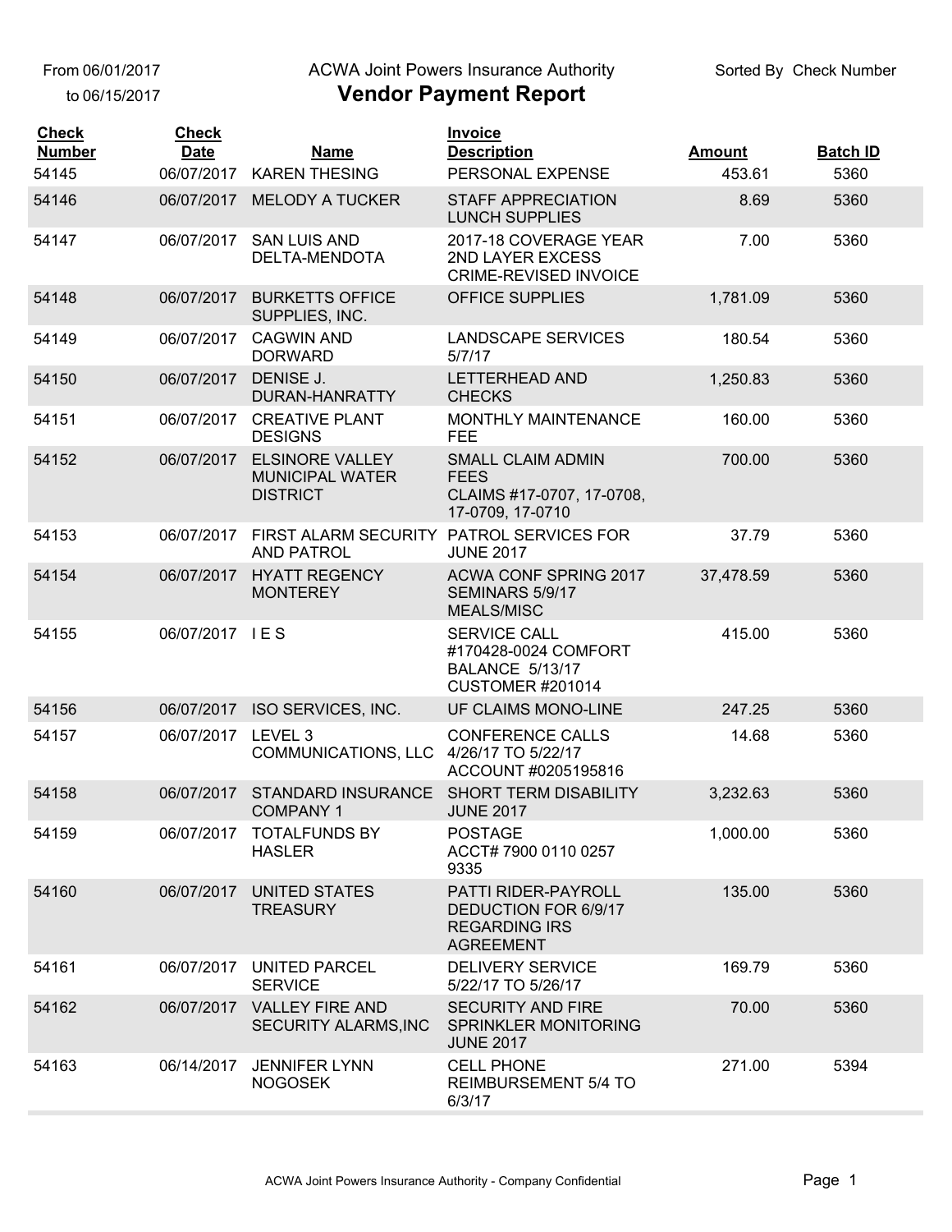From 06/01/2017
to 06/15/2017

ACWA Joint Powers Insurance Authority

# Vendor Payment Report

Sorted By Check Number

| Check Number | Check Date | Name | Invoice Description | Amount | Batch ID |
|---|---|---|---|---|---|
| 54145 | 06/07/2017 | KAREN THESING | PERSONAL EXPENSE | 453.61 | 5360 |
| 54146 | 06/07/2017 | MELODY A TUCKER | STAFF APPRECIATION LUNCH SUPPLIES | 8.69 | 5360 |
| 54147 | 06/07/2017 | SAN LUIS AND DELTA-MENDOTA | 2017-18 COVERAGE YEAR 2ND LAYER EXCESS CRIME-REVISED INVOICE | 7.00 | 5360 |
| 54148 | 06/07/2017 | BURKETTS OFFICE SUPPLIES, INC. | OFFICE SUPPLIES | 1,781.09 | 5360 |
| 54149 | 06/07/2017 | CAGWIN AND DORWARD | LANDSCAPE SERVICES 5/7/17 | 180.54 | 5360 |
| 54150 | 06/07/2017 | DENISE J. DURAN-HANRATTY | LETTERHEAD AND CHECKS | 1,250.83 | 5360 |
| 54151 | 06/07/2017 | CREATIVE PLANT DESIGNS | MONTHLY MAINTENANCE FEE | 160.00 | 5360 |
| 54152 | 06/07/2017 | ELSINORE VALLEY MUNICIPAL WATER DISTRICT | SMALL CLAIM ADMIN FEES CLAIMS #17-0707, 17-0708, 17-0709, 17-0710 | 700.00 | 5360 |
| 54153 | 06/07/2017 | FIRST ALARM SECURITY AND PATROL | PATROL SERVICES FOR JUNE 2017 | 37.79 | 5360 |
| 54154 | 06/07/2017 | HYATT REGENCY MONTEREY | ACWA CONF SPRING 2017 SEMINARS 5/9/17 MEALS/MISC | 37,478.59 | 5360 |
| 54155 | 06/07/2017 | I E S | SERVICE CALL #170428-0024 COMFORT BALANCE 5/13/17 CUSTOMER #201014 | 415.00 | 5360 |
| 54156 | 06/07/2017 | ISO SERVICES, INC. | UF CLAIMS MONO-LINE | 247.25 | 5360 |
| 54157 | 06/07/2017 | LEVEL 3 COMMUNICATIONS, LLC | CONFERENCE CALLS 4/26/17 TO 5/22/17 ACCOUNT #0205195816 | 14.68 | 5360 |
| 54158 | 06/07/2017 | STANDARD INSURANCE COMPANY 1 | SHORT TERM DISABILITY JUNE 2017 | 3,232.63 | 5360 |
| 54159 | 06/07/2017 | TOTALFUNDS BY HASLER | POSTAGE ACCT# 7900 0110 0257 9335 | 1,000.00 | 5360 |
| 54160 | 06/07/2017 | UNITED STATES TREASURY | PATTI RIDER-PAYROLL DEDUCTION FOR 6/9/17 REGARDING IRS AGREEMENT | 135.00 | 5360 |
| 54161 | 06/07/2017 | UNITED PARCEL SERVICE | DELIVERY SERVICE 5/22/17 TO 5/26/17 | 169.79 | 5360 |
| 54162 | 06/07/2017 | VALLEY FIRE AND SECURITY ALARMS,INC | SECURITY AND FIRE SPRINKLER MONITORING JUNE 2017 | 70.00 | 5360 |
| 54163 | 06/14/2017 | JENNIFER LYNN NOGOSEK | CELL PHONE REIMBURSEMENT 5/4 TO 6/3/17 | 271.00 | 5394 |

ACWA Joint Powers Insurance Authority - Company Confidential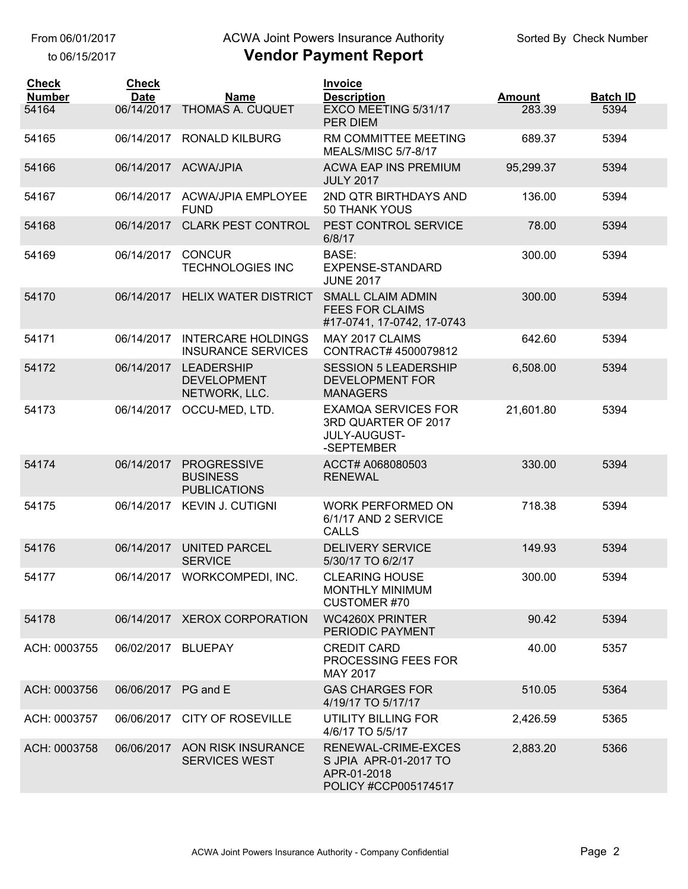From 06/01/2017
to 06/15/2017

ACWA Joint Powers Insurance Authority

# Vendor Payment Report

Sorted By Check Number

| Check Number | Check Date | Name | Invoice Description | Amount | Batch ID |
|---|---|---|---|---|---|
| 54164 | 06/14/2017 | THOMAS A. CUQUET | EXCO MEETING 5/31/17 PER DIEM | 283.39 | 5394 |
| 54165 | 06/14/2017 | RONALD KILBURG | RM COMMITTEE MEETING MEALS/MISC 5/7-8/17 | 689.37 | 5394 |
| 54166 | 06/14/2017 | ACWA/JPIA | ACWA EAP INS PREMIUM JULY 2017 | 95,299.37 | 5394 |
| 54167 | 06/14/2017 | ACWA/JPIA EMPLOYEE FUND | 2ND QTR BIRTHDAYS AND 50 THANK YOUS | 136.00 | 5394 |
| 54168 | 06/14/2017 | CLARK PEST CONTROL | PEST CONTROL SERVICE 6/8/17 | 78.00 | 5394 |
| 54169 | 06/14/2017 | CONCUR TECHNOLOGIES INC | BASE: EXPENSE-STANDARD JUNE 2017 | 300.00 | 5394 |
| 54170 | 06/14/2017 | HELIX WATER DISTRICT | SMALL CLAIM ADMIN FEES FOR CLAIMS #17-0741, 17-0742, 17-0743 | 300.00 | 5394 |
| 54171 | 06/14/2017 | INTERCARE HOLDINGS INSURANCE SERVICES | MAY 2017 CLAIMS CONTRACT# 4500079812 | 642.60 | 5394 |
| 54172 | 06/14/2017 | LEADERSHIP DEVELOPMENT NETWORK, LLC. | SESSION 5 LEADERSHIP DEVELOPMENT FOR MANAGERS | 6,508.00 | 5394 |
| 54173 | 06/14/2017 | OCCU-MED, LTD. | EXAMQA SERVICES FOR 3RD QUARTER OF 2017 JULY-AUGUST--SEPTEMBER | 21,601.80 | 5394 |
| 54174 | 06/14/2017 | PROGRESSIVE BUSINESS PUBLICATIONS | ACCT# A068080503 RENEWAL | 330.00 | 5394 |
| 54175 | 06/14/2017 | KEVIN J. CUTIGNI | WORK PERFORMED ON 6/1/17 AND 2 SERVICE CALLS | 718.38 | 5394 |
| 54176 | 06/14/2017 | UNITED PARCEL SERVICE | DELIVERY SERVICE 5/30/17 TO 6/2/17 | 149.93 | 5394 |
| 54177 | 06/14/2017 | WORKCOMPEDI, INC. | CLEARING HOUSE MONTHLY MINIMUM CUSTOMER #70 | 300.00 | 5394 |
| 54178 | 06/14/2017 | XEROX CORPORATION | WC4260X PRINTER PERIODIC PAYMENT | 90.42 | 5394 |
| ACH: 0003755 | 06/02/2017 | BLUEPAY | CREDIT CARD PROCESSING FEES FOR MAY 2017 | 40.00 | 5357 |
| ACH: 0003756 | 06/06/2017 | PG and E | GAS CHARGES FOR 4/19/17 TO 5/17/17 | 510.05 | 5364 |
| ACH: 0003757 | 06/06/2017 | CITY OF ROSEVILLE | UTILITY BILLING FOR 4/6/17 TO 5/5/17 | 2,426.59 | 5365 |
| ACH: 0003758 | 06/06/2017 | AON RISK INSURANCE SERVICES WEST | RENEWAL-CRIME-EXCESS JPIA APR-01-2017 TO APR-01-2018 POLICY #CCP005174517 | 2,883.20 | 5366 |

ACWA Joint Powers Insurance Authority - Company Confidential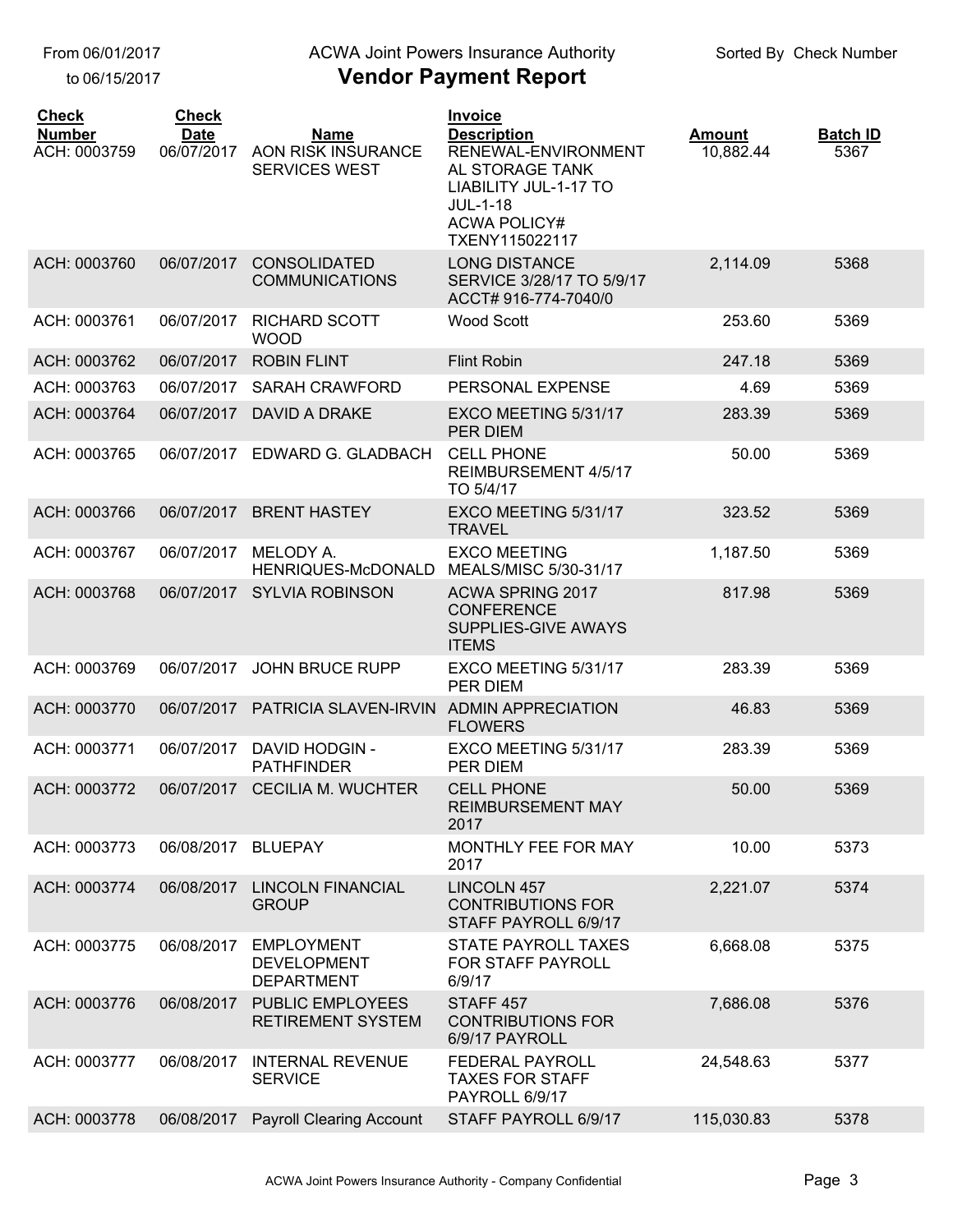From 06/01/2017
to 06/15/2017

ACWA Joint Powers Insurance Authority

Sorted By Check Number

# Vendor Payment Report

| Check Number | Check Date | Name | Invoice Description | Amount | Batch ID |
|---|---|---|---|---|---|
| ACH: 0003759 | 06/07/2017 | AON RISK INSURANCE SERVICES WEST | RENEWAL-ENVIRONMENTAL STORAGE TANK LIABILITY JUL-1-17 TO JUL-1-18 ACWA POLICY# TXENY115022117 | 10,882.44 | 5367 |
| ACH: 0003760 | 06/07/2017 | CONSOLIDATED COMMUNICATIONS | LONG DISTANCE SERVICE 3/28/17 TO 5/9/17 ACCT# 916-774-7040/0 | 2,114.09 | 5368 |
| ACH: 0003761 | 06/07/2017 | RICHARD SCOTT WOOD | Wood Scott | 253.60 | 5369 |
| ACH: 0003762 | 06/07/2017 | ROBIN FLINT | Flint Robin | 247.18 | 5369 |
| ACH: 0003763 | 06/07/2017 | SARAH CRAWFORD | PERSONAL EXPENSE | 4.69 | 5369 |
| ACH: 0003764 | 06/07/2017 | DAVID A DRAKE | EXCO MEETING 5/31/17 PER DIEM | 283.39 | 5369 |
| ACH: 0003765 | 06/07/2017 | EDWARD G. GLADBACH | CELL PHONE REIMBURSEMENT 4/5/17 TO 5/4/17 | 50.00 | 5369 |
| ACH: 0003766 | 06/07/2017 | BRENT HASTEY | EXCO MEETING 5/31/17 TRAVEL | 323.52 | 5369 |
| ACH: 0003767 | 06/07/2017 | MELODY A. HENRIQUES-McDONALD | EXCO MEETING MEALS/MISC 5/30-31/17 | 1,187.50 | 5369 |
| ACH: 0003768 | 06/07/2017 | SYLVIA ROBINSON | ACWA SPRING 2017 CONFERENCE SUPPLIES-GIVE AWAYS ITEMS | 817.98 | 5369 |
| ACH: 0003769 | 06/07/2017 | JOHN BRUCE RUPP | EXCO MEETING 5/31/17 PER DIEM | 283.39 | 5369 |
| ACH: 0003770 | 06/07/2017 | PATRICIA SLAVEN-IRVIN | ADMIN APPRECIATION FLOWERS | 46.83 | 5369 |
| ACH: 0003771 | 06/07/2017 | DAVID HODGIN - PATHFINDER | EXCO MEETING 5/31/17 PER DIEM | 283.39 | 5369 |
| ACH: 0003772 | 06/07/2017 | CECILIA M. WUCHTER | CELL PHONE REIMBURSEMENT MAY 2017 | 50.00 | 5369 |
| ACH: 0003773 | 06/08/2017 | BLUEPAY | MONTHLY FEE FOR MAY 2017 | 10.00 | 5373 |
| ACH: 0003774 | 06/08/2017 | LINCOLN FINANCIAL GROUP | LINCOLN 457 CONTRIBUTIONS FOR STAFF PAYROLL 6/9/17 | 2,221.07 | 5374 |
| ACH: 0003775 | 06/08/2017 | EMPLOYMENT DEVELOPMENT DEPARTMENT | STATE PAYROLL TAXES FOR STAFF PAYROLL 6/9/17 | 6,668.08 | 5375 |
| ACH: 0003776 | 06/08/2017 | PUBLIC EMPLOYEES RETIREMENT SYSTEM | STAFF 457 CONTRIBUTIONS FOR 6/9/17 PAYROLL | 7,686.08 | 5376 |
| ACH: 0003777 | 06/08/2017 | INTERNAL REVENUE SERVICE | FEDERAL PAYROLL TAXES FOR STAFF PAYROLL 6/9/17 | 24,548.63 | 5377 |
| ACH: 0003778 | 06/08/2017 | Payroll Clearing Account | STAFF PAYROLL 6/9/17 | 115,030.83 | 5378 |

ACWA Joint Powers Insurance Authority - Company Confidential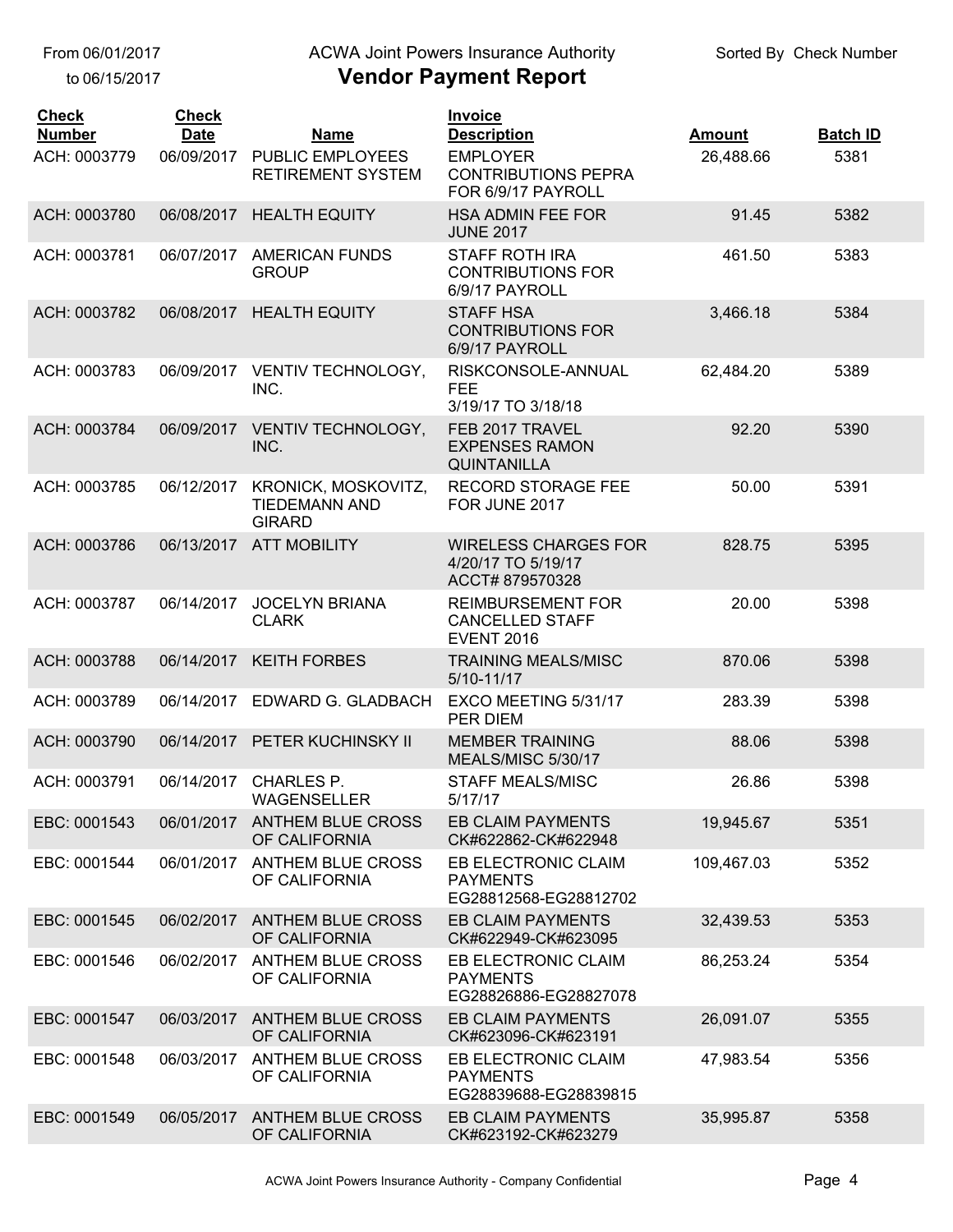From 06/01/2017
to 06/15/2017

ACWA Joint Powers Insurance Authority

# Vendor Payment Report

Sorted By Check Number

| Check Number | Check Date | Name | Invoice Description | Amount | Batch ID |
|---|---|---|---|---|---|
| ACH: 0003779 | 06/09/2017 | PUBLIC EMPLOYEES RETIREMENT SYSTEM | EMPLOYER CONTRIBUTIONS PEPRA FOR 6/9/17 PAYROLL | 26,488.66 | 5381 |
| ACH: 0003780 | 06/08/2017 | HEALTH EQUITY | HSA ADMIN FEE FOR JUNE 2017 | 91.45 | 5382 |
| ACH: 0003781 | 06/07/2017 | AMERICAN FUNDS GROUP | STAFF ROTH IRA CONTRIBUTIONS FOR 6/9/17 PAYROLL | 461.50 | 5383 |
| ACH: 0003782 | 06/08/2017 | HEALTH EQUITY | STAFF HSA CONTRIBUTIONS FOR 6/9/17 PAYROLL | 3,466.18 | 5384 |
| ACH: 0003783 | 06/09/2017 | VENTIV TECHNOLOGY, INC. | RISKCONSOLE-ANNUAL FEE 3/19/17 TO 3/18/18 | 62,484.20 | 5389 |
| ACH: 0003784 | 06/09/2017 | VENTIV TECHNOLOGY, INC. | FEB 2017 TRAVEL EXPENSES RAMON QUINTANILLA | 92.20 | 5390 |
| ACH: 0003785 | 06/12/2017 | KRONICK, MOSKOVITZ, TIEDEMANN AND GIRARD | RECORD STORAGE FEE FOR JUNE 2017 | 50.00 | 5391 |
| ACH: 0003786 | 06/13/2017 | ATT MOBILITY | WIRELESS CHARGES FOR 4/20/17 TO 5/19/17 ACCT# 879570328 | 828.75 | 5395 |
| ACH: 0003787 | 06/14/2017 | JOCELYN BRIANA CLARK | REIMBURSEMENT FOR CANCELLED STAFF EVENT 2016 | 20.00 | 5398 |
| ACH: 0003788 | 06/14/2017 | KEITH FORBES | TRAINING MEALS/MISC 5/10-11/17 | 870.06 | 5398 |
| ACH: 0003789 | 06/14/2017 | EDWARD G. GLADBACH | EXCO MEETING 5/31/17 PER DIEM | 283.39 | 5398 |
| ACH: 0003790 | 06/14/2017 | PETER KUCHINSKY II | MEMBER TRAINING MEALS/MISC 5/30/17 | 88.06 | 5398 |
| ACH: 0003791 | 06/14/2017 | CHARLES P. WAGENSELLER | STAFF MEALS/MISC 5/17/17 | 26.86 | 5398 |
| EBC: 0001543 | 06/01/2017 | ANTHEM BLUE CROSS OF CALIFORNIA | EB CLAIM PAYMENTS CK#622862-CK#622948 | 19,945.67 | 5351 |
| EBC: 0001544 | 06/01/2017 | ANTHEM BLUE CROSS OF CALIFORNIA | EB ELECTRONIC CLAIM PAYMENTS EG28812568-EG28812702 | 109,467.03 | 5352 |
| EBC: 0001545 | 06/02/2017 | ANTHEM BLUE CROSS OF CALIFORNIA | EB CLAIM PAYMENTS CK#622949-CK#623095 | 32,439.53 | 5353 |
| EBC: 0001546 | 06/02/2017 | ANTHEM BLUE CROSS OF CALIFORNIA | EB ELECTRONIC CLAIM PAYMENTS EG28826886-EG28827078 | 86,253.24 | 5354 |
| EBC: 0001547 | 06/03/2017 | ANTHEM BLUE CROSS OF CALIFORNIA | EB CLAIM PAYMENTS CK#623096-CK#623191 | 26,091.07 | 5355 |
| EBC: 0001548 | 06/03/2017 | ANTHEM BLUE CROSS OF CALIFORNIA | EB ELECTRONIC CLAIM PAYMENTS EG28839688-EG28839815 | 47,983.54 | 5356 |
| EBC: 0001549 | 06/05/2017 | ANTHEM BLUE CROSS OF CALIFORNIA | EB CLAIM PAYMENTS CK#623192-CK#623279 | 35,995.87 | 5358 |

ACWA Joint Powers Insurance Authority - Company Confidential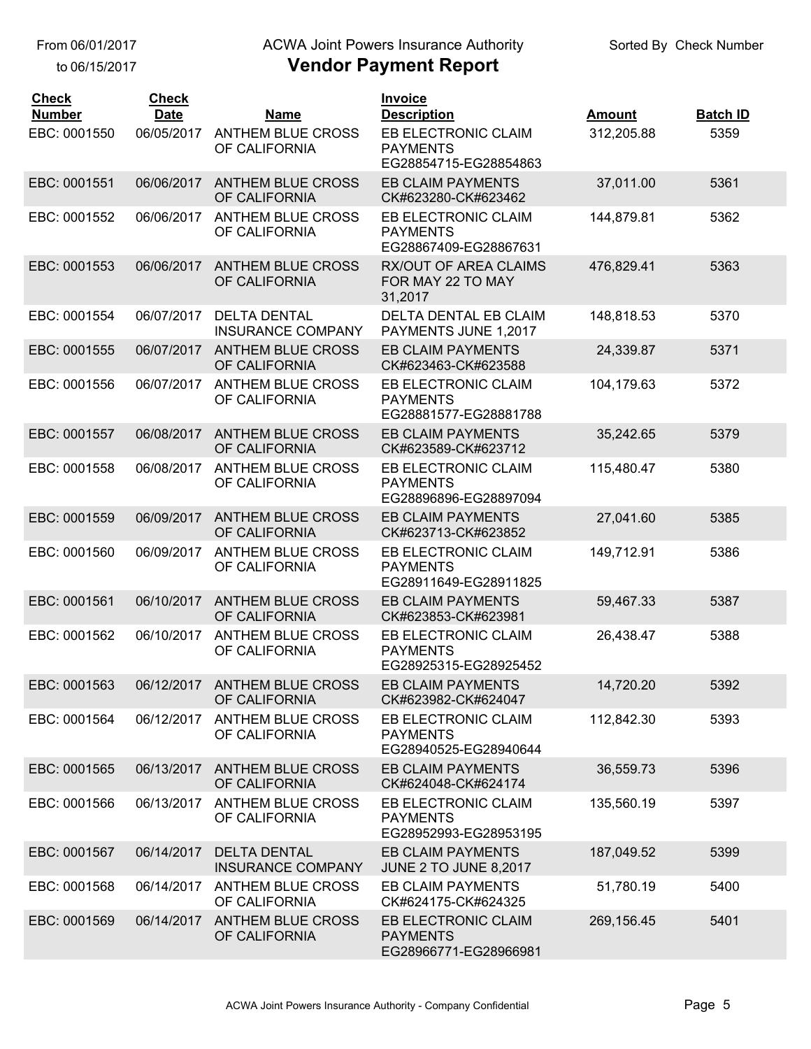From 06/01/2017 to 06/15/2017

# ACWA Joint Powers Insurance Authority
## Vendor Payment Report

Sorted By Check Number

| Check Number | Check Date | Name | Invoice Description | Amount | Batch ID |
|---|---|---|---|---|---|
| EBC: 0001550 | 06/05/2017 | ANTHEM BLUE CROSS OF CALIFORNIA | EB ELECTRONIC CLAIM PAYMENTS EG28854715-EG28854863 | 312,205.88 | 5359 |
| EBC: 0001551 | 06/06/2017 | ANTHEM BLUE CROSS OF CALIFORNIA | EB CLAIM PAYMENTS CK#623280-CK#623462 | 37,011.00 | 5361 |
| EBC: 0001552 | 06/06/2017 | ANTHEM BLUE CROSS OF CALIFORNIA | EB ELECTRONIC CLAIM PAYMENTS EG28867409-EG28867631 | 144,879.81 | 5362 |
| EBC: 0001553 | 06/06/2017 | ANTHEM BLUE CROSS OF CALIFORNIA | RX/OUT OF AREA CLAIMS FOR MAY 22 TO MAY 31,2017 | 476,829.41 | 5363 |
| EBC: 0001554 | 06/07/2017 | DELTA DENTAL INSURANCE COMPANY | DELTA DENTAL EB CLAIM PAYMENTS JUNE 1,2017 | 148,818.53 | 5370 |
| EBC: 0001555 | 06/07/2017 | ANTHEM BLUE CROSS OF CALIFORNIA | EB CLAIM PAYMENTS CK#623463-CK#623588 | 24,339.87 | 5371 |
| EBC: 0001556 | 06/07/2017 | ANTHEM BLUE CROSS OF CALIFORNIA | EB ELECTRONIC CLAIM PAYMENTS EG28881577-EG28881788 | 104,179.63 | 5372 |
| EBC: 0001557 | 06/08/2017 | ANTHEM BLUE CROSS OF CALIFORNIA | EB CLAIM PAYMENTS CK#623589-CK#623712 | 35,242.65 | 5379 |
| EBC: 0001558 | 06/08/2017 | ANTHEM BLUE CROSS OF CALIFORNIA | EB ELECTRONIC CLAIM PAYMENTS EG28896896-EG28897094 | 115,480.47 | 5380 |
| EBC: 0001559 | 06/09/2017 | ANTHEM BLUE CROSS OF CALIFORNIA | EB CLAIM PAYMENTS CK#623713-CK#623852 | 27,041.60 | 5385 |
| EBC: 0001560 | 06/09/2017 | ANTHEM BLUE CROSS OF CALIFORNIA | EB ELECTRONIC CLAIM PAYMENTS EG28911649-EG28911825 | 149,712.91 | 5386 |
| EBC: 0001561 | 06/10/2017 | ANTHEM BLUE CROSS OF CALIFORNIA | EB CLAIM PAYMENTS CK#623853-CK#623981 | 59,467.33 | 5387 |
| EBC: 0001562 | 06/10/2017 | ANTHEM BLUE CROSS OF CALIFORNIA | EB ELECTRONIC CLAIM PAYMENTS EG28925315-EG28925452 | 26,438.47 | 5388 |
| EBC: 0001563 | 06/12/2017 | ANTHEM BLUE CROSS OF CALIFORNIA | EB CLAIM PAYMENTS CK#623982-CK#624047 | 14,720.20 | 5392 |
| EBC: 0001564 | 06/12/2017 | ANTHEM BLUE CROSS OF CALIFORNIA | EB ELECTRONIC CLAIM PAYMENTS EG28940525-EG28940644 | 112,842.30 | 5393 |
| EBC: 0001565 | 06/13/2017 | ANTHEM BLUE CROSS OF CALIFORNIA | EB CLAIM PAYMENTS CK#624048-CK#624174 | 36,559.73 | 5396 |
| EBC: 0001566 | 06/13/2017 | ANTHEM BLUE CROSS OF CALIFORNIA | EB ELECTRONIC CLAIM PAYMENTS EG28952993-EG28953195 | 135,560.19 | 5397 |
| EBC: 0001567 | 06/14/2017 | DELTA DENTAL INSURANCE COMPANY | EB CLAIM PAYMENTS JUNE 2 TO JUNE 8,2017 | 187,049.52 | 5399 |
| EBC: 0001568 | 06/14/2017 | ANTHEM BLUE CROSS OF CALIFORNIA | EB CLAIM PAYMENTS CK#624175-CK#624325 | 51,780.19 | 5400 |
| EBC: 0001569 | 06/14/2017 | ANTHEM BLUE CROSS OF CALIFORNIA | EB ELECTRONIC CLAIM PAYMENTS EG28966771-EG28966981 | 269,156.45 | 5401 |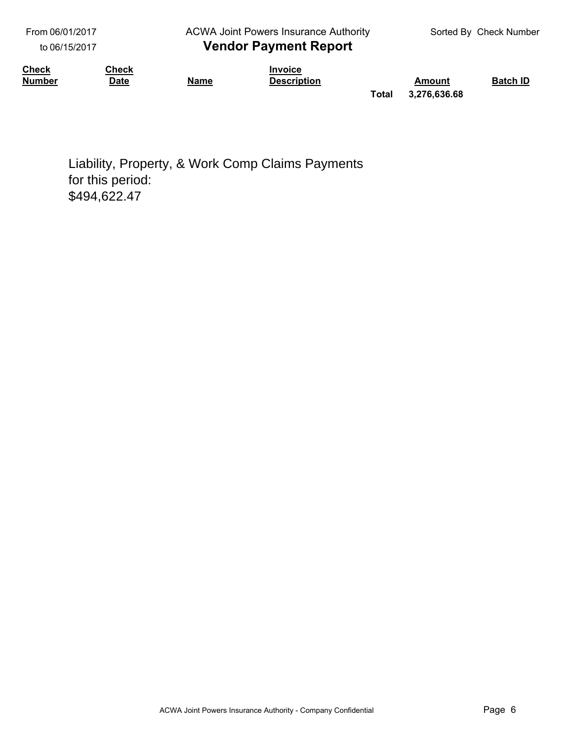| Check Number | Check Date | Name | Invoice Description | | Amount | Batch ID |
|---|---|---|---|---|---|---|
| | | | | **Total** | **3,276,636.68** | |

Liability, Property, & Work Comp Claims Payments for this period:
$494,622.47